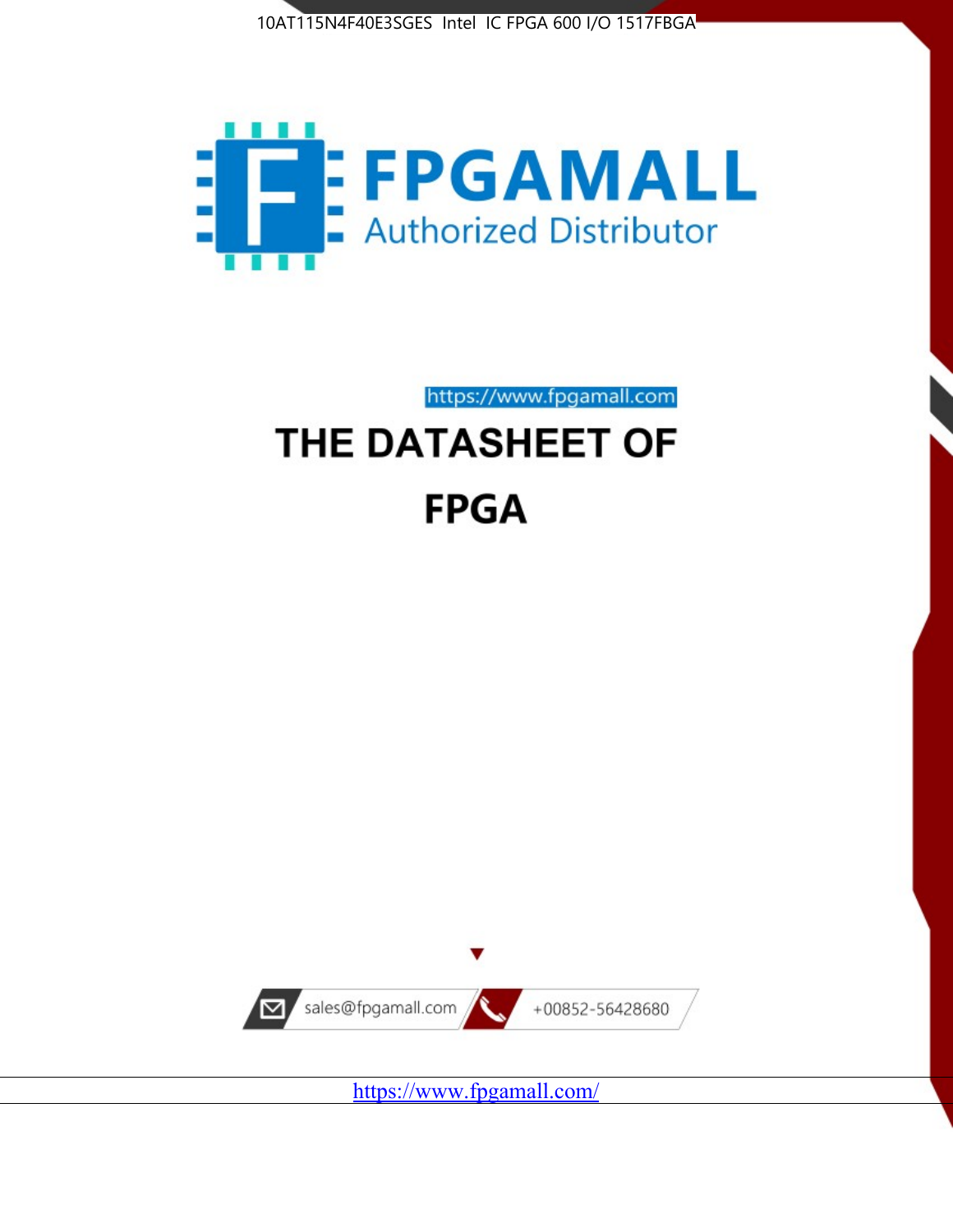10AT115N4F40E3SGES Intel IC FPGA 600 I/O 1517FBGA

FPGAMALL

Authorized Distributor

https://www.fpgamall.com

# THE DATASHEET OF

# FPGA

sales@fpgamall.com

+00852-56428680

https://www.fpgamall.com/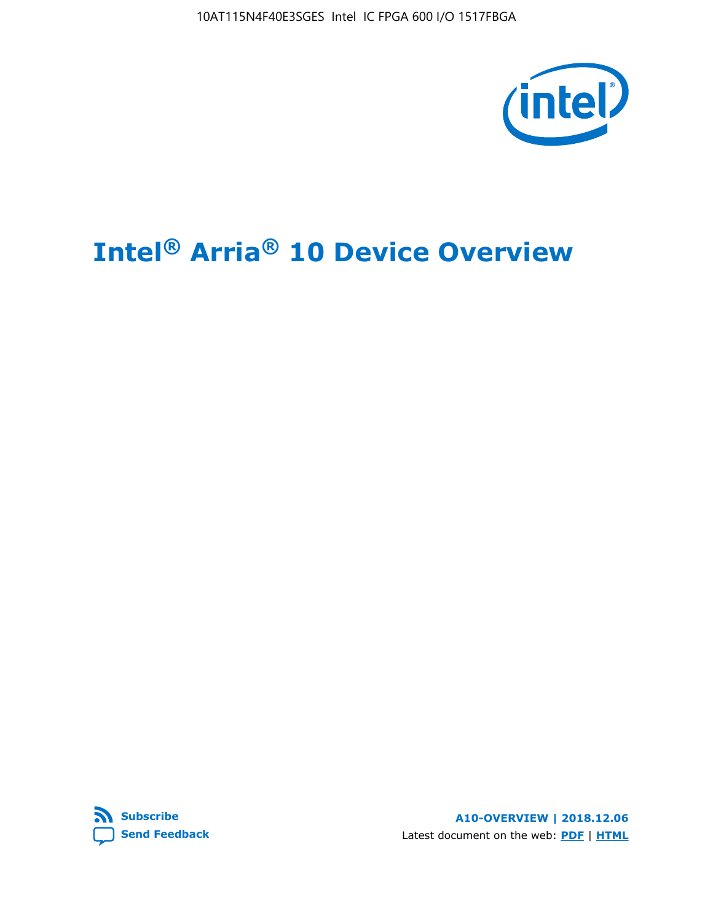# Intel® Arria® 10 Device Overview

Subscribe

Send Feedback

A10-OVERVIEW | 2018.12.06

Latest document on the web: PDF | HTML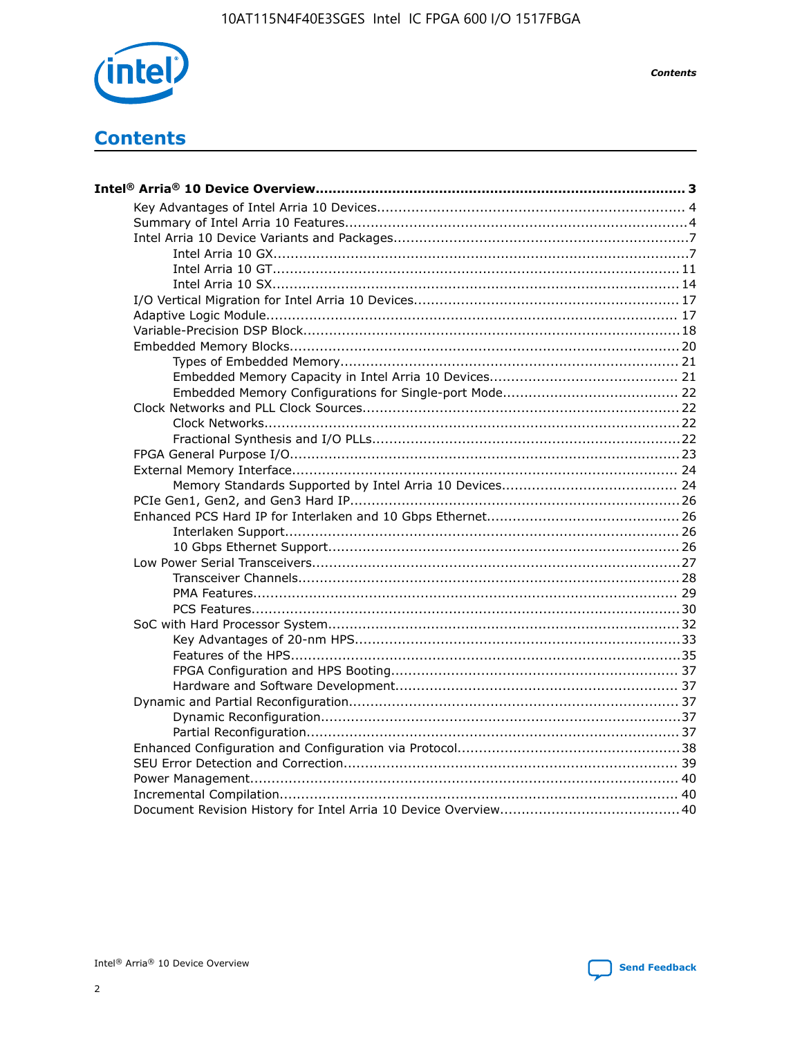# Contents

**Intel® Arria® 10 Device Overview ...... 3**

- Key Advantages of Intel Arria 10 Devices ...... 4
- Summary of Intel Arria 10 Features ...... 4
- Intel Arria 10 Device Variants and Packages ...... 7
  - Intel Arria 10 GX ...... 7
  - Intel Arria 10 GT ...... 11
  - Intel Arria 10 SX ...... 14
- I/O Vertical Migration for Intel Arria 10 Devices ...... 17
- Adaptive Logic Module ...... 17
- Variable-Precision DSP Block ...... 18
- Embedded Memory Blocks ...... 20
  - Types of Embedded Memory ...... 21
  - Embedded Memory Capacity in Intel Arria 10 Devices ...... 21
  - Embedded Memory Configurations for Single-port Mode ...... 22
- Clock Networks and PLL Clock Sources ...... 22
  - Clock Networks ...... 22
  - Fractional Synthesis and I/O PLLs ...... 22
- FPGA General Purpose I/O ...... 23
- External Memory Interface ...... 24
  - Memory Standards Supported by Intel Arria 10 Devices ...... 24
- PCIe Gen1, Gen2, and Gen3 Hard IP ...... 26
- Enhanced PCS Hard IP for Interlaken and 10 Gbps Ethernet ...... 26
  - Interlaken Support ...... 26
  - 10 Gbps Ethernet Support ...... 26
- Low Power Serial Transceivers ...... 27
  - Transceiver Channels ...... 28
  - PMA Features ...... 29
  - PCS Features ...... 30
- SoC with Hard Processor System ...... 32
  - Key Advantages of 20-nm HPS ...... 33
  - Features of the HPS ...... 35
  - FPGA Configuration and HPS Booting ...... 37
  - Hardware and Software Development ...... 37
- Dynamic and Partial Reconfiguration ...... 37
  - Dynamic Reconfiguration ...... 37
  - Partial Reconfiguration ...... 37
- Enhanced Configuration and Configuration via Protocol ...... 38
- SEU Error Detection and Correction ...... 39
- Power Management ...... 40
- Incremental Compilation ...... 40
- Document Revision History for Intel Arria 10 Device Overview ...... 40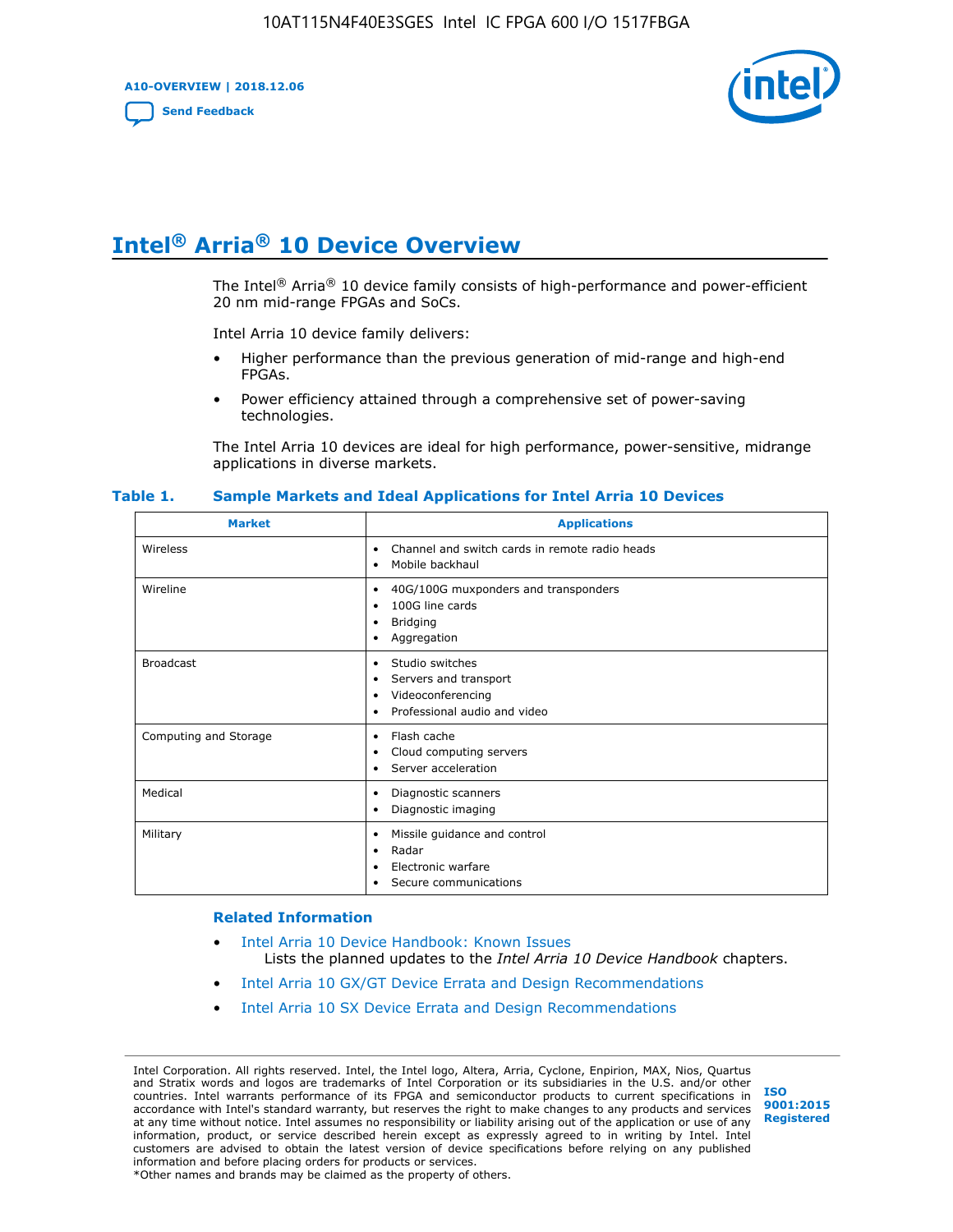# Intel® Arria® 10 Device Overview

The Intel® Arria® 10 device family consists of high-performance and power-efficient 20 nm mid-range FPGAs and SoCs.

Intel Arria 10 device family delivers:

- Higher performance than the previous generation of mid-range and high-end FPGAs.
- Power efficiency attained through a comprehensive set of power-saving technologies.

The Intel Arria 10 devices are ideal for high performance, power-sensitive, midrange applications in diverse markets.

**Table 1. Sample Markets and Ideal Applications for Intel Arria 10 Devices**

| Market | Applications |
| --- | --- |
| Wireless | • Channel and switch cards in remote radio heads<br>• Mobile backhaul |
| Wireline | • 40G/100G muxponders and transponders<br>• 100G line cards<br>• Bridging<br>• Aggregation |
| Broadcast | • Studio switches<br>• Servers and transport<br>• Videoconferencing<br>• Professional audio and video |
| Computing and Storage | • Flash cache<br>• Cloud computing servers<br>• Server acceleration |
| Medical | • Diagnostic scanners<br>• Diagnostic imaging |
| Military | • Missile guidance and control<br>• Radar<br>• Electronic warfare<br>• Secure communications |

### Related Information

- Intel Arria 10 Device Handbook: Known Issues
  Lists the planned updates to the *Intel Arria 10 Device Handbook* chapters.
- Intel Arria 10 GX/GT Device Errata and Design Recommendations
- Intel Arria 10 SX Device Errata and Design Recommendations

Intel Corporation. All rights reserved. Intel, the Intel logo, Altera, Arria, Cyclone, Enpirion, MAX, Nios, Quartus and Stratix words and logos are trademarks of Intel Corporation or its subsidiaries in the U.S. and/or other countries. Intel warrants performance of its FPGA and semiconductor products to current specifications in accordance with Intel's standard warranty, but reserves the right to make changes to any products and services at any time without notice. Intel assumes no responsibility or liability arising out of the application or use of any information, product, or service described herein except as expressly agreed to in writing by Intel. Intel customers are advised to obtain the latest version of device specifications before relying on any published information and before placing orders for products or services.
*Other names and brands may be claimed as the property of others.

ISO 9001:2015 Registered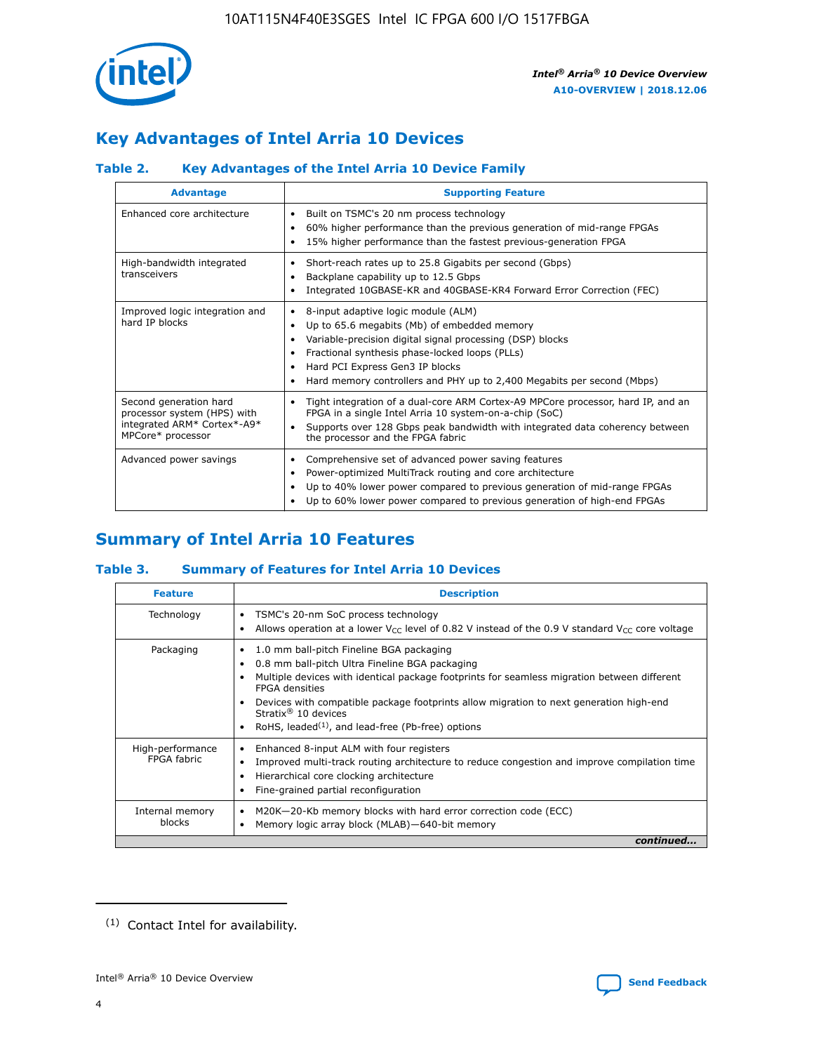## Key Advantages of Intel Arria 10 Devices

### Table 2. Key Advantages of the Intel Arria 10 Device Family

| Advantage | Supporting Feature |
|---|---|
| Enhanced core architecture | • Built on TSMC's 20 nm process technology<br>• 60% higher performance than the previous generation of mid-range FPGAs<br>• 15% higher performance than the fastest previous-generation FPGA |
| High-bandwidth integrated transceivers | • Short-reach rates up to 25.8 Gigabits per second (Gbps)<br>• Backplane capability up to 12.5 Gbps<br>• Integrated 10GBASE-KR and 40GBASE-KR4 Forward Error Correction (FEC) |
| Improved logic integration and hard IP blocks | • 8-input adaptive logic module (ALM)<br>• Up to 65.6 megabits (Mb) of embedded memory<br>• Variable-precision digital signal processing (DSP) blocks<br>• Fractional synthesis phase-locked loops (PLLs)<br>• Hard PCI Express Gen3 IP blocks<br>• Hard memory controllers and PHY up to 2,400 Megabits per second (Mbps) |
| Second generation hard processor system (HPS) with integrated ARM* Cortex*-A9* MPCore* processor | • Tight integration of a dual-core ARM Cortex-A9 MPCore processor, hard IP, and an FPGA in a single Intel Arria 10 system-on-a-chip (SoC)<br>• Supports over 128 Gbps peak bandwidth with integrated data coherency between the processor and the FPGA fabric |
| Advanced power savings | • Comprehensive set of advanced power saving features<br>• Power-optimized MultiTrack routing and core architecture<br>• Up to 40% lower power compared to previous generation of mid-range FPGAs<br>• Up to 60% lower power compared to previous generation of high-end FPGAs |

## Summary of Intel Arria 10 Features

### Table 3. Summary of Features for Intel Arria 10 Devices

| Feature | Description |
|---|---|
| Technology | • TSMC's 20-nm SoC process technology<br>• Allows operation at a lower $V_{CC}$ level of 0.82 V instead of the 0.9 V standard $V_{CC}$ core voltage |
| Packaging | • 1.0 mm ball-pitch Fineline BGA packaging<br>• 0.8 mm ball-pitch Ultra Fineline BGA packaging<br>• Multiple devices with identical package footprints for seamless migration between different FPGA densities<br>• Devices with compatible package footprints allow migration to next generation high-end Stratix® 10 devices<br>• RoHS, leaded[(1)], and lead-free (Pb-free) options |
| High-performance FPGA fabric | • Enhanced 8-input ALM with four registers<br>• Improved multi-track routing architecture to reduce congestion and improve compilation time<br>• Hierarchical core clocking architecture<br>• Fine-grained partial reconfiguration |
| Internal memory blocks | • M20K—20-Kb memory blocks with hard error correction code (ECC)<br>• Memory logic array block (MLAB)—640-bit memory |

*continued...*

(1) Contact Intel for availability.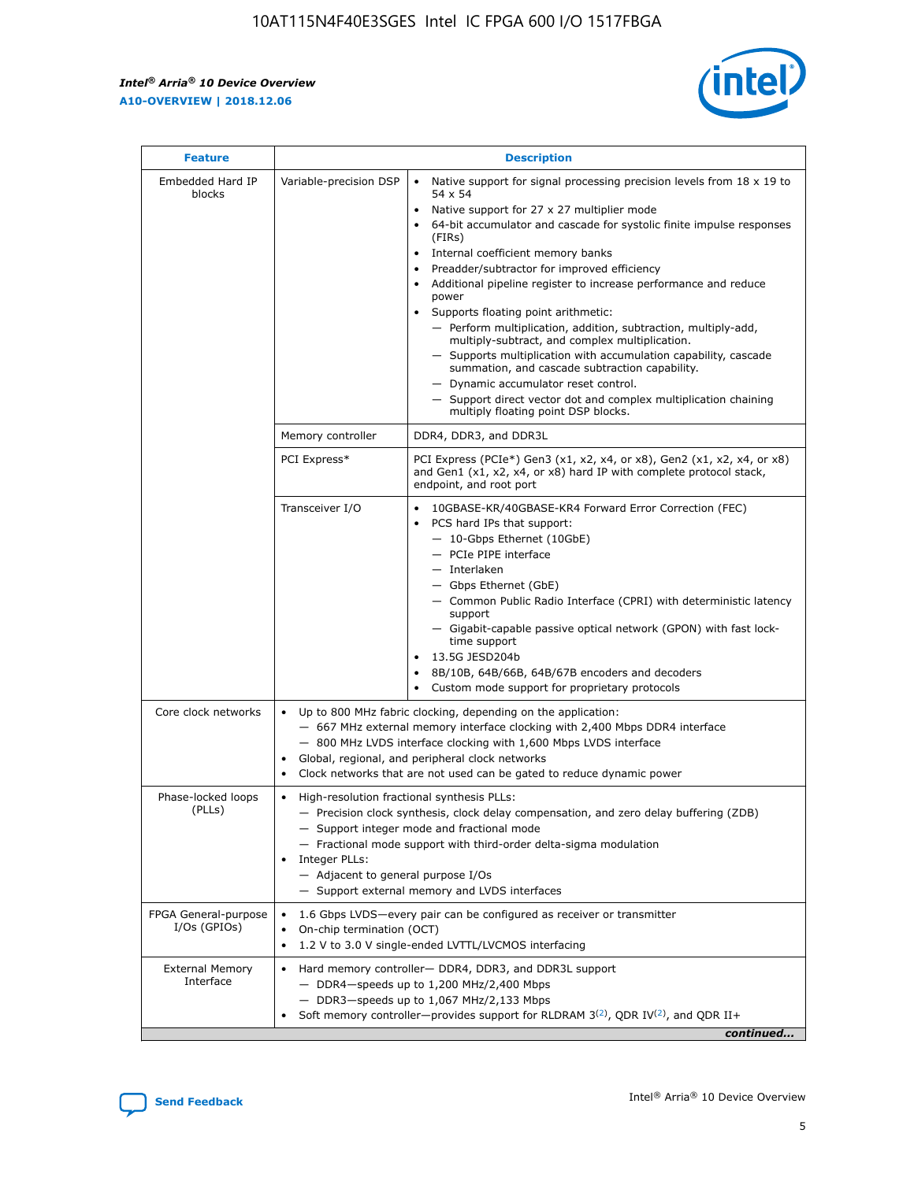| Feature | Description | |
|---|---|---|
| Embedded Hard IP blocks | Variable-precision DSP | • Native support for signal processing precision levels from 18 x 19 to 54 x 54<br>• Native support for 27 x 27 multiplier mode<br>• 64-bit accumulator and cascade for systolic finite impulse responses (FIRs)<br>• Internal coefficient memory banks<br>• Preadder/subtractor for improved efficiency<br>• Additional pipeline register to increase performance and reduce power<br>• Supports floating point arithmetic:<br>— Perform multiplication, addition, subtraction, multiply-add, multiply-subtract, and complex multiplication.<br>— Supports multiplication with accumulation capability, cascade summation, and cascade subtraction capability.<br>— Dynamic accumulator reset control.<br>— Support direct vector dot and complex multiplication chaining multiply floating point DSP blocks. |
| | Memory controller | DDR4, DDR3, and DDR3L |
| | PCI Express* | PCI Express (PCIe*) Gen3 (x1, x2, x4, or x8), Gen2 (x1, x2, x4, or x8) and Gen1 (x1, x2, x4, or x8) hard IP with complete protocol stack, endpoint, and root port |
| | Transceiver I/O | • 10GBASE-KR/40GBASE-KR4 Forward Error Correction (FEC)<br>• PCS hard IPs that support:<br>— 10-Gbps Ethernet (10GbE)<br>— PCIe PIPE interface<br>— Interlaken<br>— Gbps Ethernet (GbE)<br>— Common Public Radio Interface (CPRI) with deterministic latency support<br>— Gigabit-capable passive optical network (GPON) with fast lock-time support<br>• 13.5G JESD204b<br>• 8B/10B, 64B/66B, 64B/67B encoders and decoders<br>• Custom mode support for proprietary protocols |
| Core clock networks | • Up to 800 MHz fabric clocking, depending on the application:<br>— 667 MHz external memory interface clocking with 2,400 Mbps DDR4 interface<br>— 800 MHz LVDS interface clocking with 1,600 Mbps LVDS interface<br>• Global, regional, and peripheral clock networks<br>• Clock networks that are not used can be gated to reduce dynamic power | |
| Phase-locked loops (PLLs) | • High-resolution fractional synthesis PLLs:<br>— Precision clock synthesis, clock delay compensation, and zero delay buffering (ZDB)<br>— Support integer mode and fractional mode<br>— Fractional mode support with third-order delta-sigma modulation<br>• Integer PLLs:<br>— Adjacent to general purpose I/Os<br>— Support external memory and LVDS interfaces | |
| FPGA General-purpose I/Os (GPIOs) | • 1.6 Gbps LVDS—every pair can be configured as receiver or transmitter<br>• On-chip termination (OCT)<br>• 1.2 V to 3.0 V single-ended LVTTL/LVCMOS interfacing | |
| External Memory Interface | • Hard memory controller— DDR4, DDR3, and DDR3L support<br>— DDR4—speeds up to 1,200 MHz/2,400 Mbps<br>— DDR3—speeds up to 1,067 MHz/2,133 Mbps<br>• Soft memory controller—provides support for RLDRAM 3[(2)], QDR IV[(2)], and QDR II+ | |

*continued...*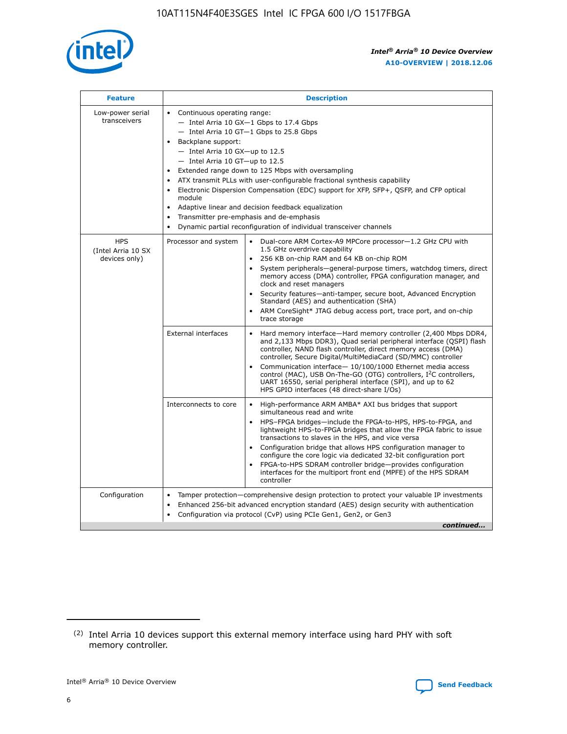| Feature | Description | |
|---|---|---|
| Low-power serial transceivers | • Continuous operating range:<br>— Intel Arria 10 GX—1 Gbps to 17.4 Gbps<br>— Intel Arria 10 GT—1 Gbps to 25.8 Gbps<br>• Backplane support:<br>— Intel Arria 10 GX—up to 12.5<br>— Intel Arria 10 GT—up to 12.5<br>• Extended range down to 125 Mbps with oversampling<br>• ATX transmit PLLs with user-configurable fractional synthesis capability<br>• Electronic Dispersion Compensation (EDC) support for XFP, SFP+, QSFP, and CFP optical module<br>• Adaptive linear and decision feedback equalization<br>• Transmitter pre-emphasis and de-emphasis<br>• Dynamic partial reconfiguration of individual transceiver channels | |
| HPS (Intel Arria 10 SX devices only) | Processor and system | • Dual-core ARM Cortex-A9 MPCore processor—1.2 GHz CPU with 1.5 GHz overdrive capability<br>• 256 KB on-chip RAM and 64 KB on-chip ROM<br>• System peripherals—general-purpose timers, watchdog timers, direct memory access (DMA) controller, FPGA configuration manager, and clock and reset managers<br>• Security features—anti-tamper, secure boot, Advanced Encryption Standard (AES) and authentication (SHA)<br>• ARM CoreSight* JTAG debug access port, trace port, and on-chip trace storage |
| | External interfaces | • Hard memory interface—Hard memory controller (2,400 Mbps DDR4, and 2,133 Mbps DDR3), Quad serial peripheral interface (QSPI) flash controller, NAND flash controller, direct memory access (DMA) controller, Secure Digital/MultiMediaCard (SD/MMC) controller<br>• Communication interface— 10/100/1000 Ethernet media access control (MAC), USB On-The-GO (OTG) controllers, I²C controllers, UART 16550, serial peripheral interface (SPI), and up to 62 HPS GPIO interfaces (48 direct-share I/Os) |
| | Interconnects to core | • High-performance ARM AMBA* AXI bus bridges that support simultaneous read and write<br>• HPS–FPGA bridges—include the FPGA-to-HPS, HPS-to-FPGA, and lightweight HPS-to-FPGA bridges that allow the FPGA fabric to issue transactions to slaves in the HPS, and vice versa<br>• Configuration bridge that allows HPS configuration manager to configure the core logic via dedicated 32-bit configuration port<br>• FPGA-to-HPS SDRAM controller bridge—provides configuration interfaces for the multiport front end (MPFE) of the HPS SDRAM controller |
| Configuration | • Tamper protection—comprehensive design protection to protect your valuable IP investments<br>• Enhanced 256-bit advanced encryption standard (AES) design security with authentication<br>• Configuration via protocol (CvP) using PCIe Gen1, Gen2, or Gen3 | |

*continued...*

(2) Intel Arria 10 devices support this external memory interface using hard PHY with soft memory controller.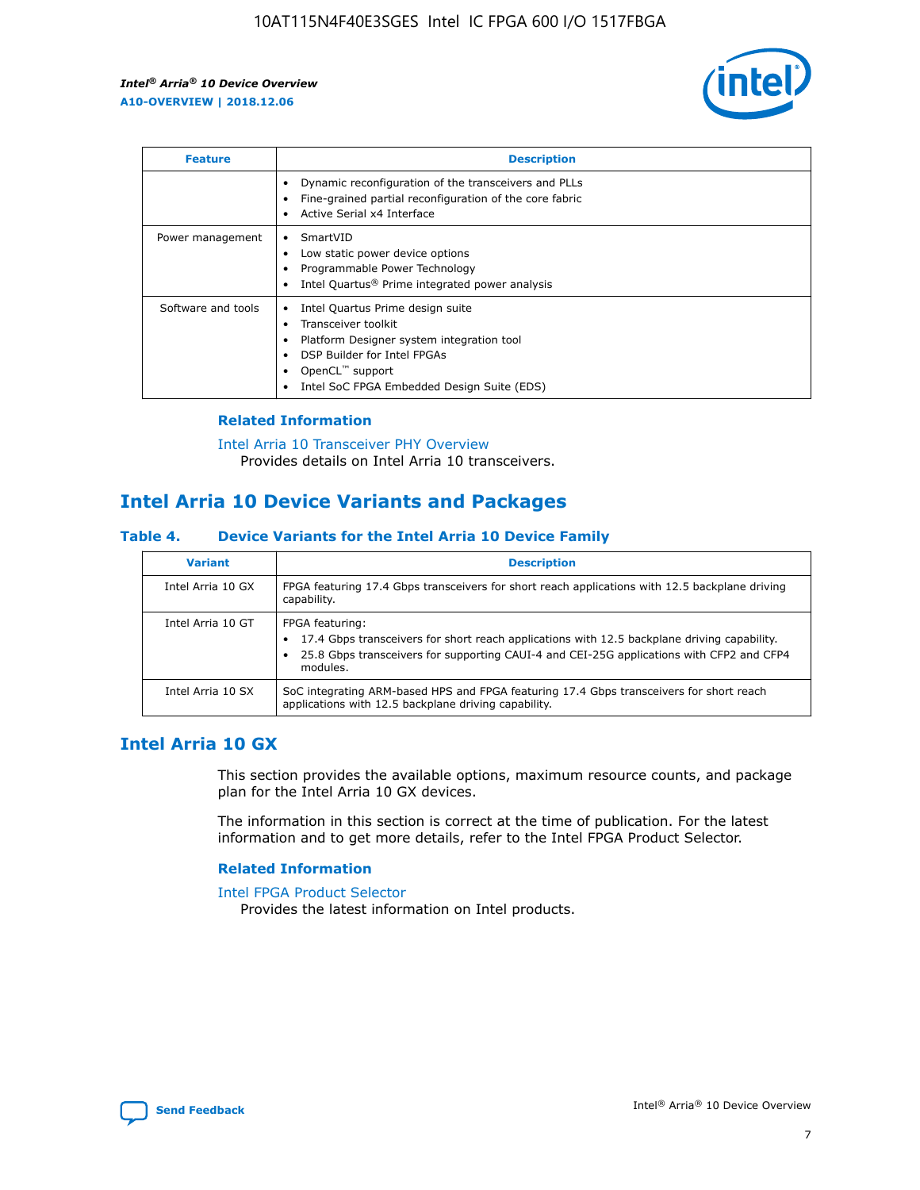| Feature | Description |
| --- | --- |
| | • Dynamic reconfiguration of the transceivers and PLLs<br>• Fine-grained partial reconfiguration of the core fabric<br>• Active Serial x4 Interface |
| Power management | • SmartVID<br>• Low static power device options<br>• Programmable Power Technology<br>• Intel Quartus® Prime integrated power analysis |
| Software and tools | • Intel Quartus Prime design suite<br>• Transceiver toolkit<br>• Platform Designer system integration tool<br>• DSP Builder for Intel FPGAs<br>• OpenCL™ support<br>• Intel SoC FPGA Embedded Design Suite (EDS) |

### Related Information

Intel Arria 10 Transceiver PHY Overview
Provides details on Intel Arria 10 transceivers.

## Intel Arria 10 Device Variants and Packages

### Table 4. Device Variants for the Intel Arria 10 Device Family

| Variant | Description |
| --- | --- |
| Intel Arria 10 GX | FPGA featuring 17.4 Gbps transceivers for short reach applications with 12.5 backplane driving capability. |
| Intel Arria 10 GT | FPGA featuring:<br>• 17.4 Gbps transceivers for short reach applications with 12.5 backplane driving capability.<br>• 25.8 Gbps transceivers for supporting CAUI-4 and CEI-25G applications with CFP2 and CFP4 modules. |
| Intel Arria 10 SX | SoC integrating ARM-based HPS and FPGA featuring 17.4 Gbps transceivers for short reach applications with 12.5 backplane driving capability. |

## Intel Arria 10 GX

This section provides the available options, maximum resource counts, and package plan for the Intel Arria 10 GX devices.

The information in this section is correct at the time of publication. For the latest information and to get more details, refer to the Intel FPGA Product Selector.

### Related Information

Intel FPGA Product Selector
Provides the latest information on Intel products.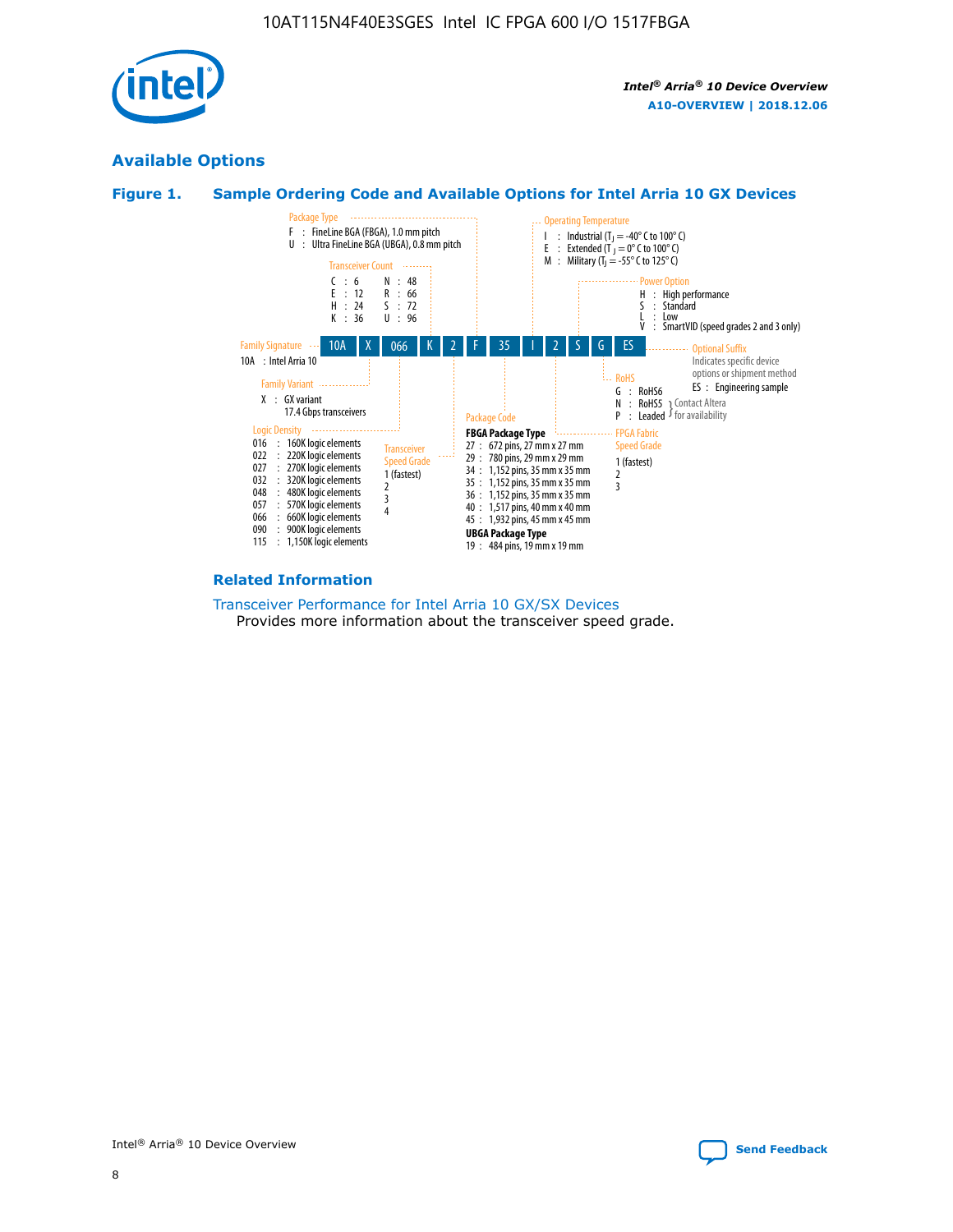## Available Options

### Figure 1. Sample Ordering Code and Available Options for Intel Arria 10 GX Devices

| 10A | X | 066 | K | 2 | F | 35 | I | 2 | S | G | ES |
|---|---|---|---|---|---|---|---|---|---|---|---|

**Family Signature**
10A : Intel Arria 10

**Family Variant**
X : GX variant
17.4 Gbps transceivers

**Logic Density**
- 016 : 160K logic elements
- 022 : 220K logic elements
- 027 : 270K logic elements
- 032 : 320K logic elements
- 048 : 480K logic elements
- 057 : 570K logic elements
- 066 : 660K logic elements
- 090 : 900K logic elements
- 115 : 1,150K logic elements

**Transceiver Count**
- C : 6
- E : 12
- H : 24
- K : 36
- N : 48
- R : 66
- S : 72
- U : 96

**Transceiver Speed Grade**
1 (fastest)
2
3
4

**Package Type**
- F : FineLine BGA (FBGA), 1.0 mm pitch
- U : Ultra FineLine BGA (UBGA), 0.8 mm pitch

**Package Code**

**FBGA Package Type**
- 27 : 672 pins, 27 mm x 27 mm
- 29 : 780 pins, 29 mm x 29 mm
- 34 : 1,152 pins, 35 mm x 35 mm
- 35 : 1,152 pins, 35 mm x 35 mm
- 36 : 1,152 pins, 35 mm x 35 mm
- 40 : 1,517 pins, 40 mm x 40 mm
- 45 : 1,932 pins, 45 mm x 45 mm

**UBGA Package Type**
- 19 : 484 pins, 19 mm x 19 mm

**Operating Temperature**
- I : Industrial ($T_J$ = -40° C to 100° C)
- E : Extended ($T_J$ = 0° C to 100° C)
- M : Military ($T_J$ = -55° C to 125° C)

**FPGA Fabric Speed Grade**
1 (fastest)
2
3

**Power Option**
- H : High performance
- S : Standard
- L : Low
- V : SmartVID (speed grades 2 and 3 only)

**RoHS**
- G : RoHS6
- N : RoHS5 (Contact Altera for availability)
- P : Leaded (Contact Altera for availability)

**Optional Suffix**
Indicates specific device options or shipment method
ES : Engineering sample

### Related Information

Transceiver Performance for Intel Arria 10 GX/SX Devices
Provides more information about the transceiver speed grade.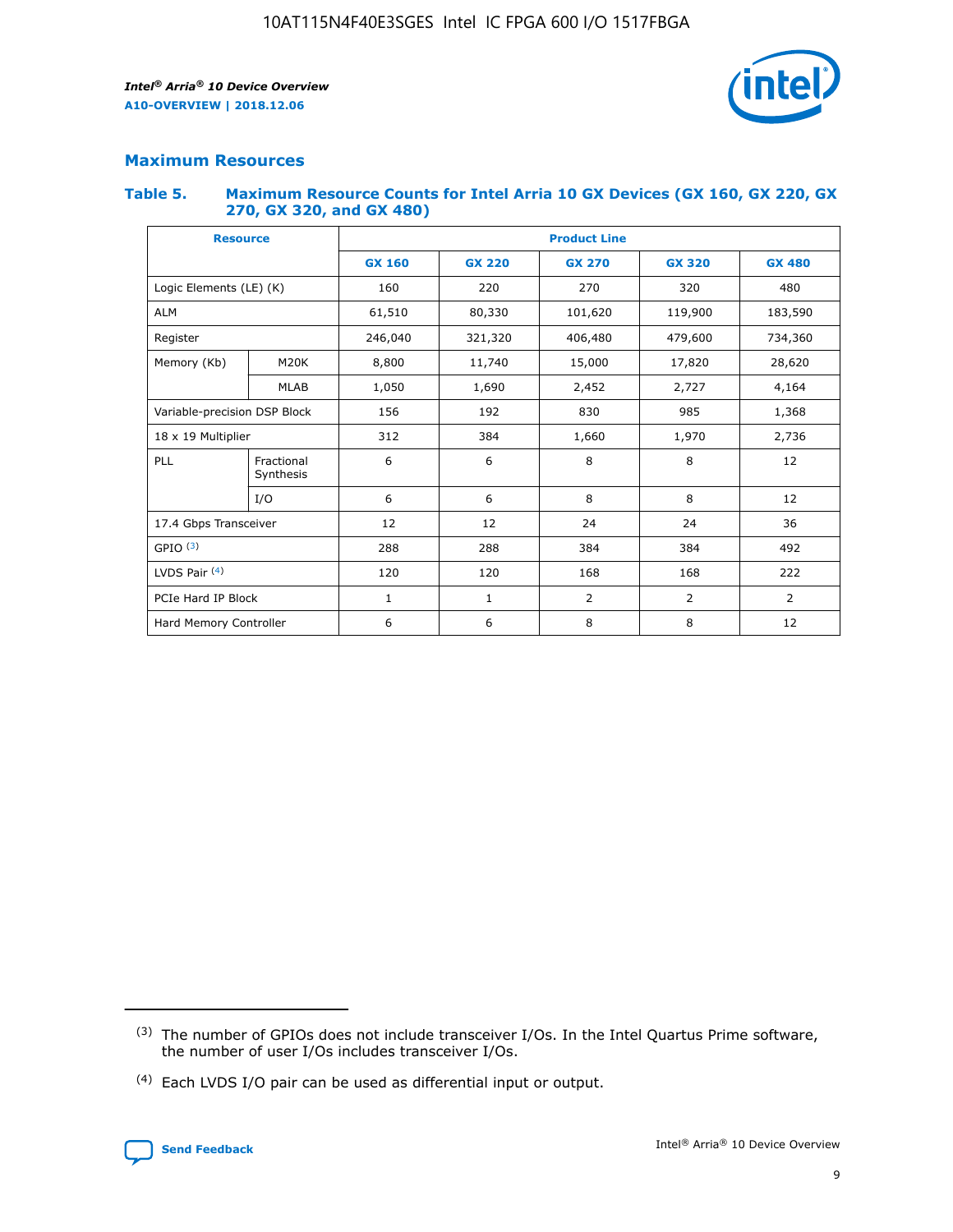## Maximum Resources

### Table 5. Maximum Resource Counts for Intel Arria 10 GX Devices (GX 160, GX 220, GX 270, GX 320, and GX 480)

| Resource | | Product Line | | | | |
|---|---|---|---|---|---|---|
| | | GX 160 | GX 220 | GX 270 | GX 320 | GX 480 |
| Logic Elements (LE) (K) | | 160 | 220 | 270 | 320 | 480 |
| ALM | | 61,510 | 80,330 | 101,620 | 119,900 | 183,590 |
| Register | | 246,040 | 321,320 | 406,480 | 479,600 | 734,360 |
| Memory (Kb) | M20K | 8,800 | 11,740 | 15,000 | 17,820 | 28,620 |
| | MLAB | 1,050 | 1,690 | 2,452 | 2,727 | 4,164 |
| Variable-precision DSP Block | | 156 | 192 | 830 | 985 | 1,368 |
| 18 x 19 Multiplier | | 312 | 384 | 1,660 | 1,970 | 2,736 |
| PLL | Fractional Synthesis | 6 | 6 | 8 | 8 | 12 |
| | I/O | 6 | 6 | 8 | 8 | 12 |
| 17.4 Gbps Transceiver | | 12 | 12 | 24 | 24 | 36 |
| GPIO [(3)] | | 288 | 288 | 384 | 384 | 492 |
| LVDS Pair [(4)] | | 120 | 120 | 168 | 168 | 222 |
| PCIe Hard IP Block | | 1 | 1 | 2 | 2 | 2 |
| Hard Memory Controller | | 6 | 6 | 8 | 8 | 12 |

(3) The number of GPIOs does not include transceiver I/Os. In the Intel Quartus Prime software, the number of user I/Os includes transceiver I/Os.

(4) Each LVDS I/O pair can be used as differential input or output.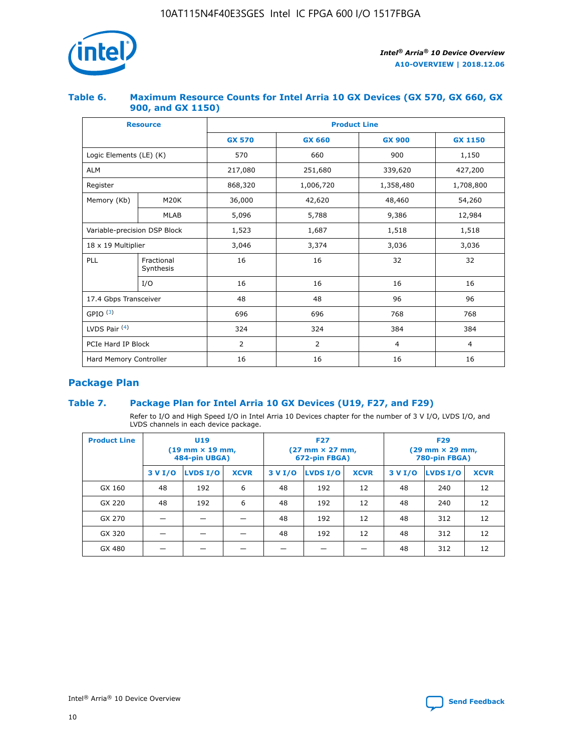## Table 6. Maximum Resource Counts for Intel Arria 10 GX Devices (GX 570, GX 660, GX 900, and GX 1150)

| Resource | | Product Line | | | |
|---|---|---|---|---|---|
| | | GX 570 | GX 660 | GX 900 | GX 1150 |
| Logic Elements (LE) (K) | | 570 | 660 | 900 | 1,150 |
| ALM | | 217,080 | 251,680 | 339,620 | 427,200 |
| Register | | 868,320 | 1,006,720 | 1,358,480 | 1,708,800 |
| Memory (Kb) | M20K | 36,000 | 42,620 | 48,460 | 54,260 |
| | MLAB | 5,096 | 5,788 | 9,386 | 12,984 |
| Variable-precision DSP Block | | 1,523 | 1,687 | 1,518 | 1,518 |
| 18 x 19 Multiplier | | 3,046 | 3,374 | 3,036 | 3,036 |
| PLL | Fractional Synthesis | 16 | 16 | 32 | 32 |
| | I/O | 16 | 16 | 16 | 16 |
| 17.4 Gbps Transceiver | | 48 | 48 | 96 | 96 |
| GPIO [(3)] | | 696 | 696 | 768 | 768 |
| LVDS Pair [(4)] | | 324 | 324 | 384 | 384 |
| PCIe Hard IP Block | | 2 | 2 | 4 | 4 |
| Hard Memory Controller | | 16 | 16 | 16 | 16 |

## Package Plan

## Table 7. Package Plan for Intel Arria 10 GX Devices (U19, F27, and F29)

Refer to I/O and High Speed I/O in Intel Arria 10 Devices chapter for the number of 3 V I/O, LVDS I/O, and LVDS channels in each device package.

| Product Line | U19 (19 mm × 19 mm, 484-pin UBGA) | | | F27 (27 mm × 27 mm, 672-pin FBGA) | | | F29 (29 mm × 29 mm, 780-pin FBGA) | | |
|---|---|---|---|---|---|---|---|---|---|
| | 3 V I/O | LVDS I/O | XCVR | 3 V I/O | LVDS I/O | XCVR | 3 V I/O | LVDS I/O | XCVR |
| GX 160 | 48 | 192 | 6 | 48 | 192 | 12 | 48 | 240 | 12 |
| GX 220 | 48 | 192 | 6 | 48 | 192 | 12 | 48 | 240 | 12 |
| GX 270 | — | — | — | 48 | 192 | 12 | 48 | 312 | 12 |
| GX 320 | — | — | — | 48 | 192 | 12 | 48 | 312 | 12 |
| GX 480 | — | — | — | — | — | — | 48 | 312 | 12 |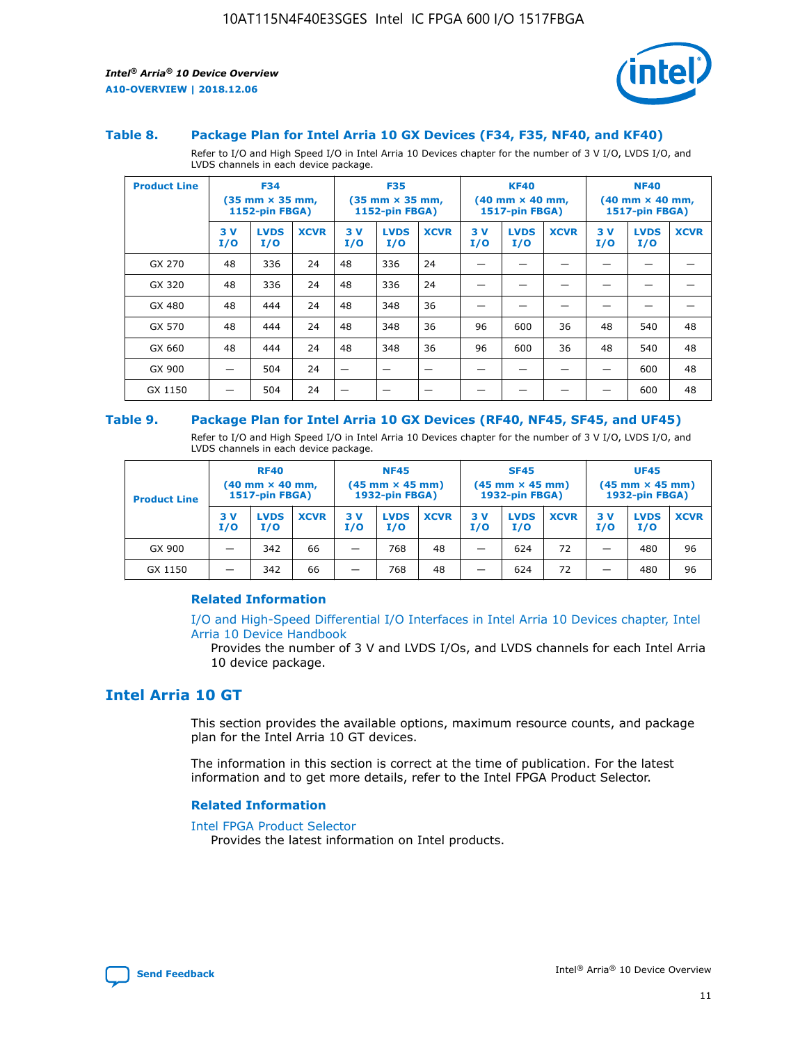### Table 8. Package Plan for Intel Arria 10 GX Devices (F34, F35, NF40, and KF40)

Refer to I/O and High Speed I/O in Intel Arria 10 Devices chapter for the number of 3 V I/O, LVDS I/O, and LVDS channels in each device package.

| Product Line | F34 (35 mm × 35 mm, 1152-pin FBGA) | | | F35 (35 mm × 35 mm, 1152-pin FBGA) | | | KF40 (40 mm × 40 mm, 1517-pin FBGA) | | | NF40 (40 mm × 40 mm, 1517-pin FBGA) | | |
|---|---|---|---|---|---|---|---|---|---|---|---|---|
| | 3 V I/O | LVDS I/O | XCVR | 3 V I/O | LVDS I/O | XCVR | 3 V I/O | LVDS I/O | XCVR | 3 V I/O | LVDS I/O | XCVR |
| GX 270 | 48 | 336 | 24 | 48 | 336 | 24 | — | — | — | — | — | — |
| GX 320 | 48 | 336 | 24 | 48 | 336 | 24 | — | — | — | — | — | — |
| GX 480 | 48 | 444 | 24 | 48 | 348 | 36 | — | — | — | — | — | — |
| GX 570 | 48 | 444 | 24 | 48 | 348 | 36 | 96 | 600 | 36 | 48 | 540 | 48 |
| GX 660 | 48 | 444 | 24 | 48 | 348 | 36 | 96 | 600 | 36 | 48 | 540 | 48 |
| GX 900 | — | 504 | 24 | — | — | — | — | — | — | — | 600 | 48 |
| GX 1150 | — | 504 | 24 | — | — | — | — | — | — | — | 600 | 48 |

### Table 9. Package Plan for Intel Arria 10 GX Devices (RF40, NF45, SF45, and UF45)

Refer to I/O and High Speed I/O in Intel Arria 10 Devices chapter for the number of 3 V I/O, LVDS I/O, and LVDS channels in each device package.

| Product Line | RF40 (40 mm × 40 mm, 1517-pin FBGA) | | | NF45 (45 mm × 45 mm) 1932-pin FBGA) | | | SF45 (45 mm × 45 mm) 1932-pin FBGA) | | | UF45 (45 mm × 45 mm) 1932-pin FBGA) | | |
|---|---|---|---|---|---|---|---|---|---|---|---|---|
| | 3 V I/O | LVDS I/O | XCVR | 3 V I/O | LVDS I/O | XCVR | 3 V I/O | LVDS I/O | XCVR | 3 V I/O | LVDS I/O | XCVR |
| GX 900 | — | 342 | 66 | — | 768 | 48 | — | 624 | 72 | — | 480 | 96 |
| GX 1150 | — | 342 | 66 | — | 768 | 48 | — | 624 | 72 | — | 480 | 96 |

#### Related Information

I/O and High-Speed Differential I/O Interfaces in Intel Arria 10 Devices chapter, Intel Arria 10 Device Handbook

Provides the number of 3 V and LVDS I/Os, and LVDS channels for each Intel Arria 10 device package.

## Intel Arria 10 GT

This section provides the available options, maximum resource counts, and package plan for the Intel Arria 10 GT devices.

The information in this section is correct at the time of publication. For the latest information and to get more details, refer to the Intel FPGA Product Selector.

#### Related Information

Intel FPGA Product Selector

Provides the latest information on Intel products.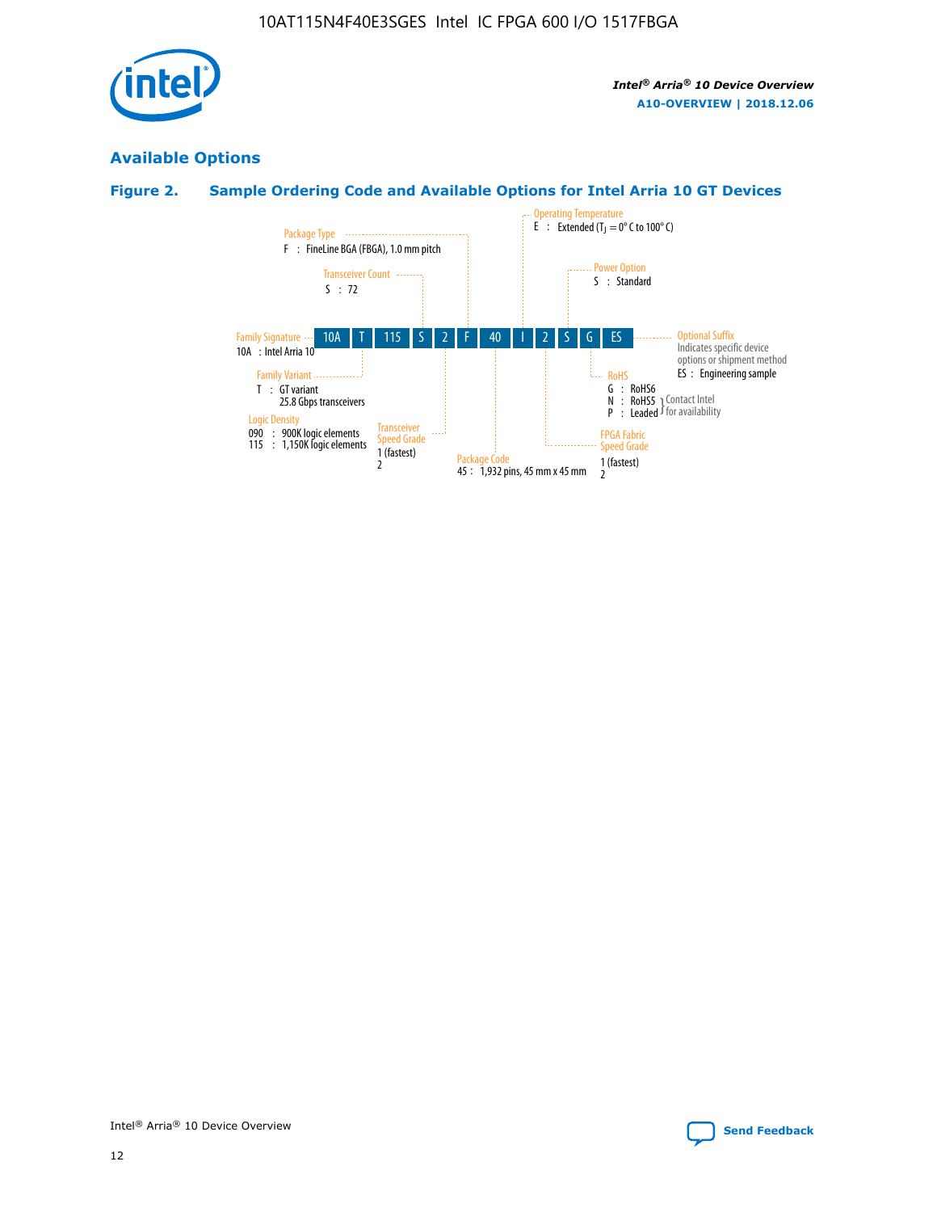## Available Options

### Figure 2. Sample Ordering Code and Available Options for Intel Arria 10 GT Devices

| 10A | T | 115 | S | 2 | F | 40 | I | 2 | S | G | ES |
|---|---|---|---|---|---|---|---|---|---|---|---|

**Family Signature**
10A : Intel Arria 10

**Family Variant**
T : GT variant
25.8 Gbps transceivers

**Logic Density**
090 : 900K logic elements
115 : 1,150K logic elements

**Transceiver Count**
S : 72

**Transceiver Speed Grade**
1 (fastest)
2

**Package Type**
F : FineLine BGA (FBGA), 1.0 mm pitch

**Package Code**
45 : 1,932 pins, 45 mm x 45 mm

**Operating Temperature**
E : Extended ($T_J$ = 0° C to 100° C)

**FPGA Fabric Speed Grade**
1 (fastest)
2

**Power Option**
S : Standard

**RoHS**
G : RoHS6
N : RoHS5 } Contact Intel for availability
P : Leaded } Contact Intel for availability

**Optional Suffix**
Indicates specific device options or shipment method
ES : Engineering sample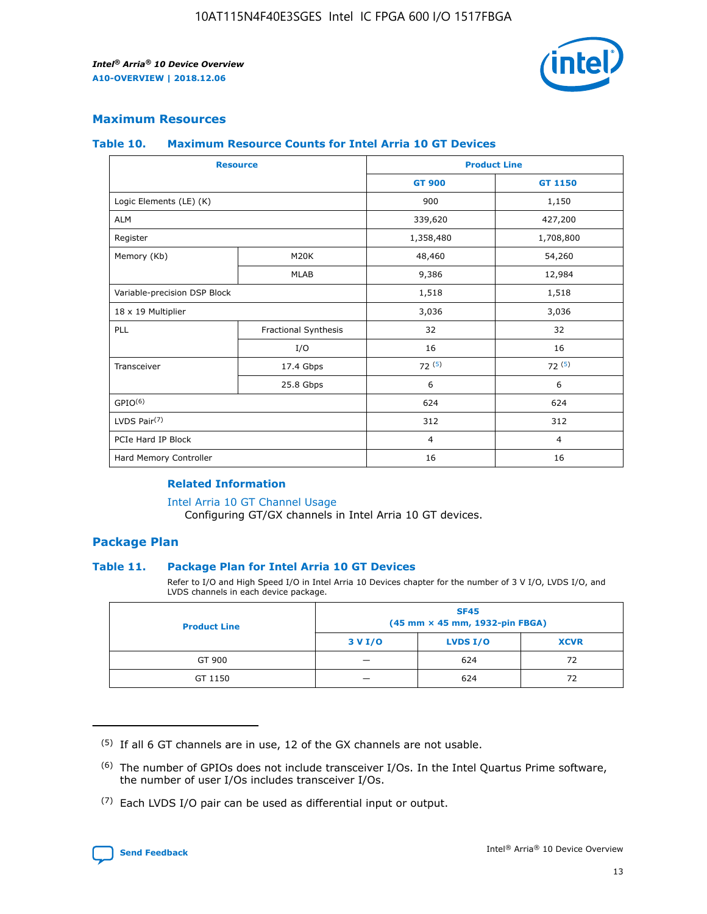## Maximum Resources

### Table 10. Maximum Resource Counts for Intel Arria 10 GT Devices

| Resource | | Product Line | |
|---|---|---|---|
| | | GT 900 | GT 1150 |
| Logic Elements (LE) (K) | | 900 | 1,150 |
| ALM | | 339,620 | 427,200 |
| Register | | 1,358,480 | 1,708,800 |
| Memory (Kb) | M20K | 48,460 | 54,260 |
| | MLAB | 9,386 | 12,984 |
| Variable-precision DSP Block | | 1,518 | 1,518 |
| 18 x 19 Multiplier | | 3,036 | 3,036 |
| PLL | Fractional Synthesis | 32 | 32 |
| | I/O | 16 | 16 |
| Transceiver | 17.4 Gbps | 72 (5) | 72 (5) |
| | 25.8 Gbps | 6 | 6 |
| GPIO(6) | | 624 | 624 |
| LVDS Pair(7) | | 312 | 312 |
| PCIe Hard IP Block | | 4 | 4 |
| Hard Memory Controller | | 16 | 16 |

#### Related Information

Intel Arria 10 GT Channel Usage
Configuring GT/GX channels in Intel Arria 10 GT devices.

## Package Plan

### Table 11. Package Plan for Intel Arria 10 GT Devices

Refer to I/O and High Speed I/O in Intel Arria 10 Devices chapter for the number of 3 V I/O, LVDS I/O, and LVDS channels in each device package.

| Product Line | SF45 (45 mm × 45 mm, 1932-pin FBGA) | | |
|---|---|---|---|
| | 3 V I/O | LVDS I/O | XCVR |
| GT 900 | — | 624 | 72 |
| GT 1150 | — | 624 | 72 |

(5) If all 6 GT channels are in use, 12 of the GX channels are not usable.

(6) The number of GPIOs does not include transceiver I/Os. In the Intel Quartus Prime software, the number of user I/Os includes transceiver I/Os.

(7) Each LVDS I/O pair can be used as differential input or output.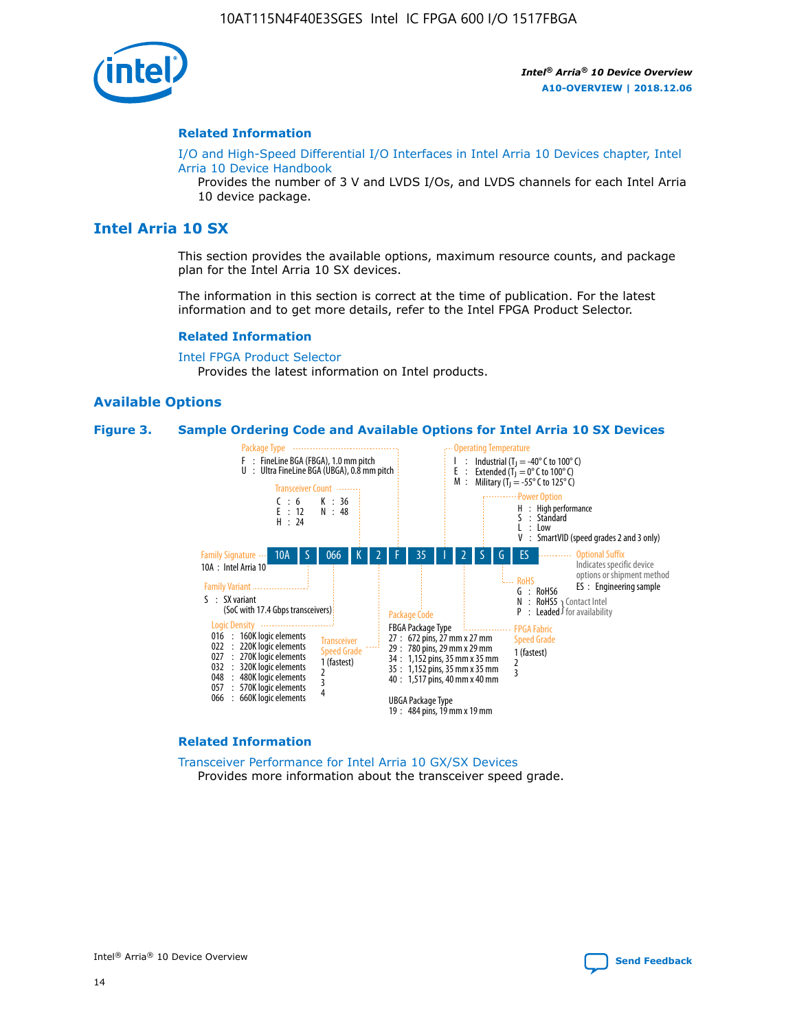## Related Information

I/O and High-Speed Differential I/O Interfaces in Intel Arria 10 Devices chapter, Intel Arria 10 Device Handbook

Provides the number of 3 V and LVDS I/Os, and LVDS channels for each Intel Arria 10 device package.

# Intel Arria 10 SX

This section provides the available options, maximum resource counts, and package plan for the Intel Arria 10 SX devices.

The information in this section is correct at the time of publication. For the latest information and to get more details, refer to the Intel FPGA Product Selector.

## Related Information

Intel FPGA Product Selector

Provides the latest information on Intel products.

## Available Options

**Figure 3. Sample Ordering Code and Available Options for Intel Arria 10 SX Devices**

Sample ordering code: 10A S 066 K 2 F 35 I 2 S G ES

- **Family Signature**
  - 10A : Intel Arria 10
- **Family Variant**
  - S : SX variant (SoC with 17.4 Gbps transceivers)
- **Logic Density**
  - 016 : 160K logic elements
  - 022 : 220K logic elements
  - 027 : 270K logic elements
  - 032 : 320K logic elements
  - 048 : 480K logic elements
  - 057 : 570K logic elements
  - 066 : 660K logic elements
- **Transceiver Count**
  - C : 6
  - E : 12
  - H : 24
  - K : 36
  - N : 48
- **Transceiver Speed Grade**
  - 1 (fastest)
  - 2
  - 3
  - 4
- **Package Type**
  - F : FineLine BGA (FBGA), 1.0 mm pitch
  - U : Ultra FineLine BGA (UBGA), 0.8 mm pitch
- **Package Code**
  - FBGA Package Type
    - 27 : 672 pins, 27 mm x 27 mm
    - 29 : 780 pins, 29 mm x 29 mm
    - 34 : 1,152 pins, 35 mm x 35 mm
    - 35 : 1,152 pins, 35 mm x 35 mm
    - 40 : 1,517 pins, 40 mm x 40 mm
  - UBGA Package Type
    - 19 : 484 pins, 19 mm x 19 mm
- **Operating Temperature**
  - I : Industrial ($T_J$ = -40° C to 100° C)
  - E : Extended ($T_J$ = 0° C to 100° C)
  - M : Military ($T_J$ = -55° C to 125° C)
- **FPGA Fabric Speed Grade**
  - 1 (fastest)
  - 2
  - 3
- **Power Option**
  - H : High performance
  - S : Standard
  - L : Low
  - V : SmartVID (speed grades 2 and 3 only)
- **RoHS**
  - G : RoHS6
  - N : RoHS5 (Contact Intel for availability)
  - P : Leaded (Contact Intel for availability)
- **Optional Suffix**
  - Indicates specific device options or shipment method
  - ES : Engineering sample

## Related Information

Transceiver Performance for Intel Arria 10 GX/SX Devices

Provides more information about the transceiver speed grade.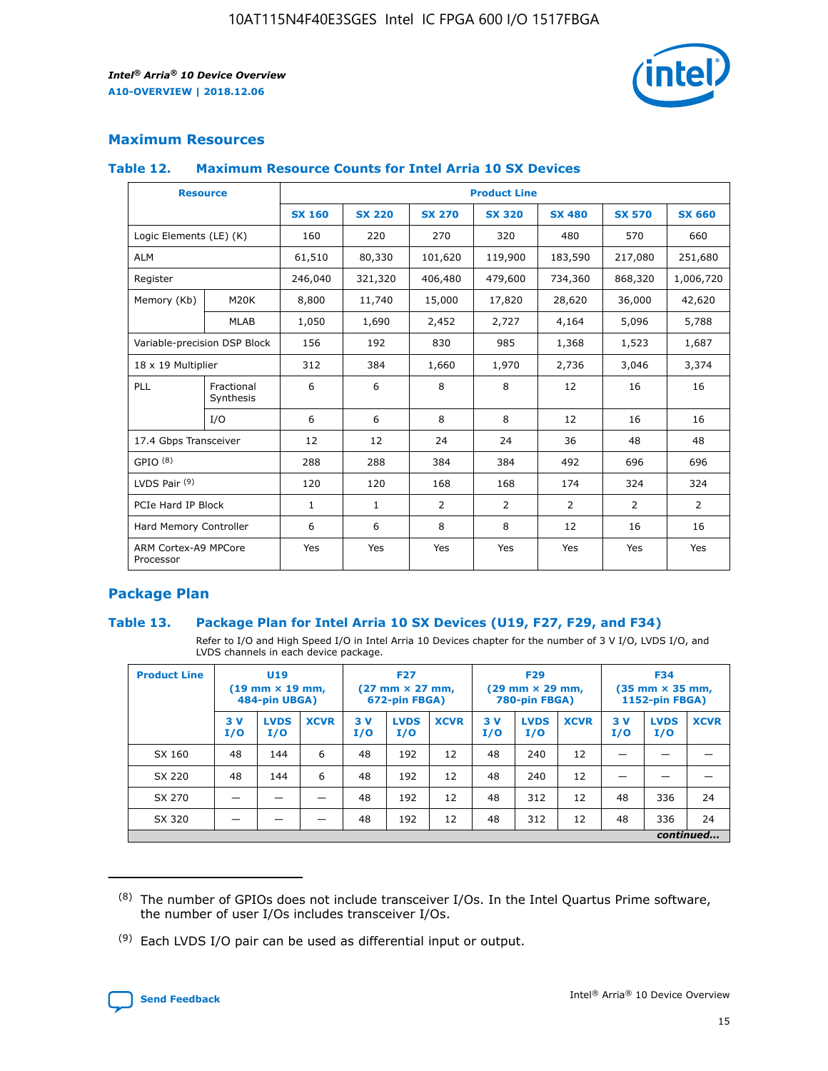## Maximum Resources

### Table 12. Maximum Resource Counts for Intel Arria 10 SX Devices

| Resource | | Product Line | | | | | | |
|---|---|---|---|---|---|---|---|---|
| | | SX 160 | SX 220 | SX 270 | SX 320 | SX 480 | SX 570 | SX 660 |
| Logic Elements (LE) (K) | | 160 | 220 | 270 | 320 | 480 | 570 | 660 |
| ALM | | 61,510 | 80,330 | 101,620 | 119,900 | 183,590 | 217,080 | 251,680 |
| Register | | 246,040 | 321,320 | 406,480 | 479,600 | 734,360 | 868,320 | 1,006,720 |
| Memory (Kb) | M20K | 8,800 | 11,740 | 15,000 | 17,820 | 28,620 | 36,000 | 42,620 |
| | MLAB | 1,050 | 1,690 | 2,452 | 2,727 | 4,164 | 5,096 | 5,788 |
| Variable-precision DSP Block | | 156 | 192 | 830 | 985 | 1,368 | 1,523 | 1,687 |
| 18 x 19 Multiplier | | 312 | 384 | 1,660 | 1,970 | 2,736 | 3,046 | 3,374 |
| PLL | Fractional Synthesis | 6 | 6 | 8 | 8 | 12 | 16 | 16 |
| | I/O | 6 | 6 | 8 | 8 | 12 | 16 | 16 |
| 17.4 Gbps Transceiver | | 12 | 12 | 24 | 24 | 36 | 48 | 48 |
| GPIO [8] | | 288 | 288 | 384 | 384 | 492 | 696 | 696 |
| LVDS Pair [9] | | 120 | 120 | 168 | 168 | 174 | 324 | 324 |
| PCIe Hard IP Block | | 1 | 1 | 2 | 2 | 2 | 2 | 2 |
| Hard Memory Controller | | 6 | 6 | 8 | 8 | 12 | 16 | 16 |
| ARM Cortex-A9 MPCore Processor | | Yes | Yes | Yes | Yes | Yes | Yes | Yes |

## Package Plan

### Table 13. Package Plan for Intel Arria 10 SX Devices (U19, F27, F29, and F34)

Refer to I/O and High Speed I/O in Intel Arria 10 Devices chapter for the number of 3 V I/O, LVDS I/O, and LVDS channels in each device package.

| Product Line | U19 (19 mm × 19 mm, 484-pin UBGA) | | | F27 (27 mm × 27 mm, 672-pin FBGA) | | | F29 (29 mm × 29 mm, 780-pin FBGA) | | | F34 (35 mm × 35 mm, 1152-pin FBGA) | | |
|---|---|---|---|---|---|---|---|---|---|---|---|---|
| | 3 V I/O | LVDS I/O | XCVR | 3 V I/O | LVDS I/O | XCVR | 3 V I/O | LVDS I/O | XCVR | 3 V I/O | LVDS I/O | XCVR |
| SX 160 | 48 | 144 | 6 | 48 | 192 | 12 | 48 | 240 | 12 | — | — | — |
| SX 220 | 48 | 144 | 6 | 48 | 192 | 12 | 48 | 240 | 12 | — | — | — |
| SX 270 | — | — | — | 48 | 192 | 12 | 48 | 312 | 12 | 48 | 336 | 24 |
| SX 320 | — | — | — | 48 | 192 | 12 | 48 | 312 | 12 | 48 | 336 | 24 |

*continued...*

(8) The number of GPIOs does not include transceiver I/Os. In the Intel Quartus Prime software, the number of user I/Os includes transceiver I/Os.

(9) Each LVDS I/O pair can be used as differential input or output.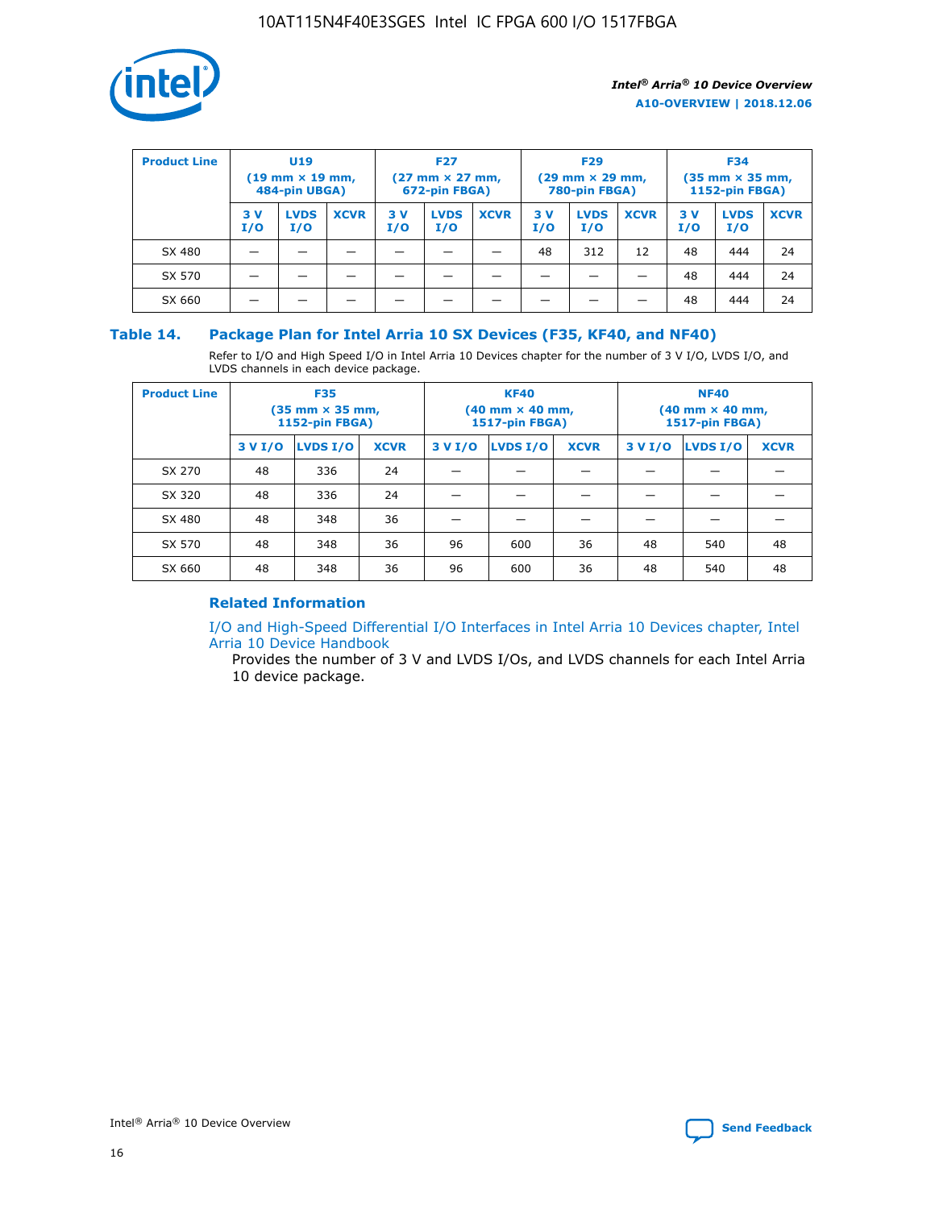| Product Line | U19 (19 mm × 19 mm, 484-pin UBGA) | | | F27 (27 mm × 27 mm, 672-pin FBGA) | | | F29 (29 mm × 29 mm, 780-pin FBGA) | | | F34 (35 mm × 35 mm, 1152-pin FBGA) | | |
|---|---|---|---|---|---|---|---|---|---|---|---|---|
| | 3 V I/O | LVDS I/O | XCVR | 3 V I/O | LVDS I/O | XCVR | 3 V I/O | LVDS I/O | XCVR | 3 V I/O | LVDS I/O | XCVR |
| SX 480 | — | — | — | — | — | — | 48 | 312 | 12 | 48 | 444 | 24 |
| SX 570 | — | — | — | — | — | — | — | — | — | 48 | 444 | 24 |
| SX 660 | — | — | — | — | — | — | — | — | — | 48 | 444 | 24 |

## Table 14. Package Plan for Intel Arria 10 SX Devices (F35, KF40, and NF40)

Refer to I/O and High Speed I/O in Intel Arria 10 Devices chapter for the number of 3 V I/O, LVDS I/O, and LVDS channels in each device package.

| Product Line | F35 (35 mm × 35 mm, 1152-pin FBGA) | | | KF40 (40 mm × 40 mm, 1517-pin FBGA) | | | NF40 (40 mm × 40 mm, 1517-pin FBGA) | | |
|---|---|---|---|---|---|---|---|---|---|
| | 3 V I/O | LVDS I/O | XCVR | 3 V I/O | LVDS I/O | XCVR | 3 V I/O | LVDS I/O | XCVR |
| SX 270 | 48 | 336 | 24 | — | — | — | — | — | — |
| SX 320 | 48 | 336 | 24 | — | — | — | — | — | — |
| SX 480 | 48 | 348 | 36 | — | — | — | — | — | — |
| SX 570 | 48 | 348 | 36 | 96 | 600 | 36 | 48 | 540 | 48 |
| SX 660 | 48 | 348 | 36 | 96 | 600 | 36 | 48 | 540 | 48 |

### Related Information

I/O and High-Speed Differential I/O Interfaces in Intel Arria 10 Devices chapter, Intel Arria 10 Device Handbook

Provides the number of 3 V and LVDS I/Os, and LVDS channels for each Intel Arria 10 device package.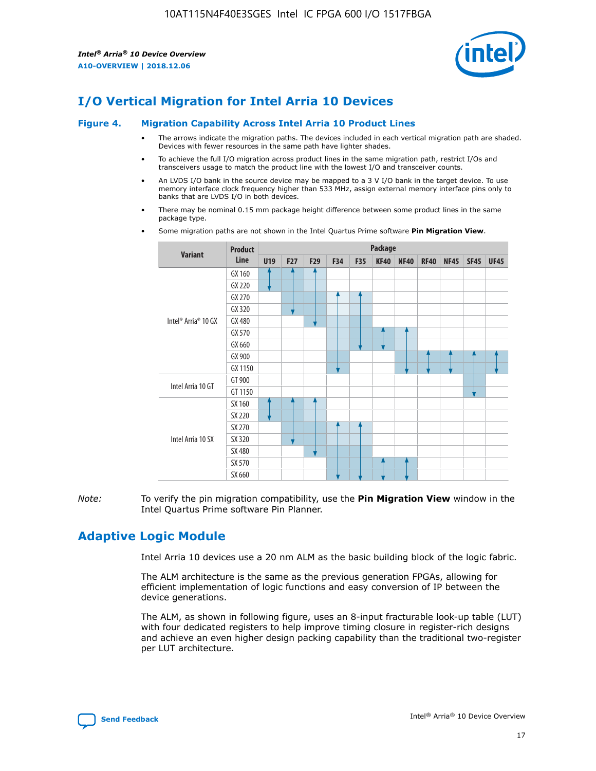# I/O Vertical Migration for Intel Arria 10 Devices

**Figure 4. Migration Capability Across Intel Arria 10 Product Lines**

- The arrows indicate the migration paths. The devices included in each vertical migration path are shaded. Devices with fewer resources in the same path have lighter shades.
- To achieve the full I/O migration across product lines in the same migration path, restrict I/Os and transceivers usage to match the product line with the lowest I/O and transceiver counts.
- An LVDS I/O bank in the source device may be mapped to a 3 V I/O bank in the target device. To use memory interface clock frequency higher than 533 MHz, assign external memory interface pins only to banks that are LVDS I/O in both devices.
- There may be nominal 0.15 mm package height difference between some product lines in the same package type.
- Some migration paths are not shown in the Intel Quartus Prime software **Pin Migration View**.

| Variant | Product Line | Package | | | | | | | | | | |
|---|---|---|---|---|---|---|---|---|---|---|---|---|
| | | U19 | F27 | F29 | F34 | F35 | KF40 | NF40 | RF40 | NF45 | SF45 | UF45 |
| Intel® Arria® 10 GX | GX 160 | | | | | | | | | | | |
| | GX 220 | | | | | | | | | | | |
| | GX 270 | | | | | | | | | | | |
| | GX 320 | | | | | | | | | | | |
| | GX 480 | | | | | | | | | | | |
| | GX 570 | | | | | | | | | | | |
| | GX 660 | | | | | | | | | | | |
| | GX 900 | | | | | | | | | | | |
| | GX 1150 | | | | | | | | | | | |
| Intel Arria 10 GT | GT 900 | | | | | | | | | | | |
| | GT 1150 | | | | | | | | | | | |
| Intel Arria 10 SX | SX 160 | | | | | | | | | | | |
| | SX 220 | | | | | | | | | | | |
| | SX 270 | | | | | | | | | | | |
| | SX 320 | | | | | | | | | | | |
| | SX 480 | | | | | | | | | | | |
| | SX 570 | | | | | | | | | | | |
| | SX 660 | | | | | | | | | | | |

*Note:* To verify the pin migration compatibility, use the **Pin Migration View** window in the Intel Quartus Prime software Pin Planner.

# Adaptive Logic Module

Intel Arria 10 devices use a 20 nm ALM as the basic building block of the logic fabric.

The ALM architecture is the same as the previous generation FPGAs, allowing for efficient implementation of logic functions and easy conversion of IP between the device generations.

The ALM, as shown in following figure, uses an 8-input fracturable look-up table (LUT) with four dedicated registers to help improve timing closure in register-rich designs and achieve an even higher design packing capability than the traditional two-register per LUT architecture.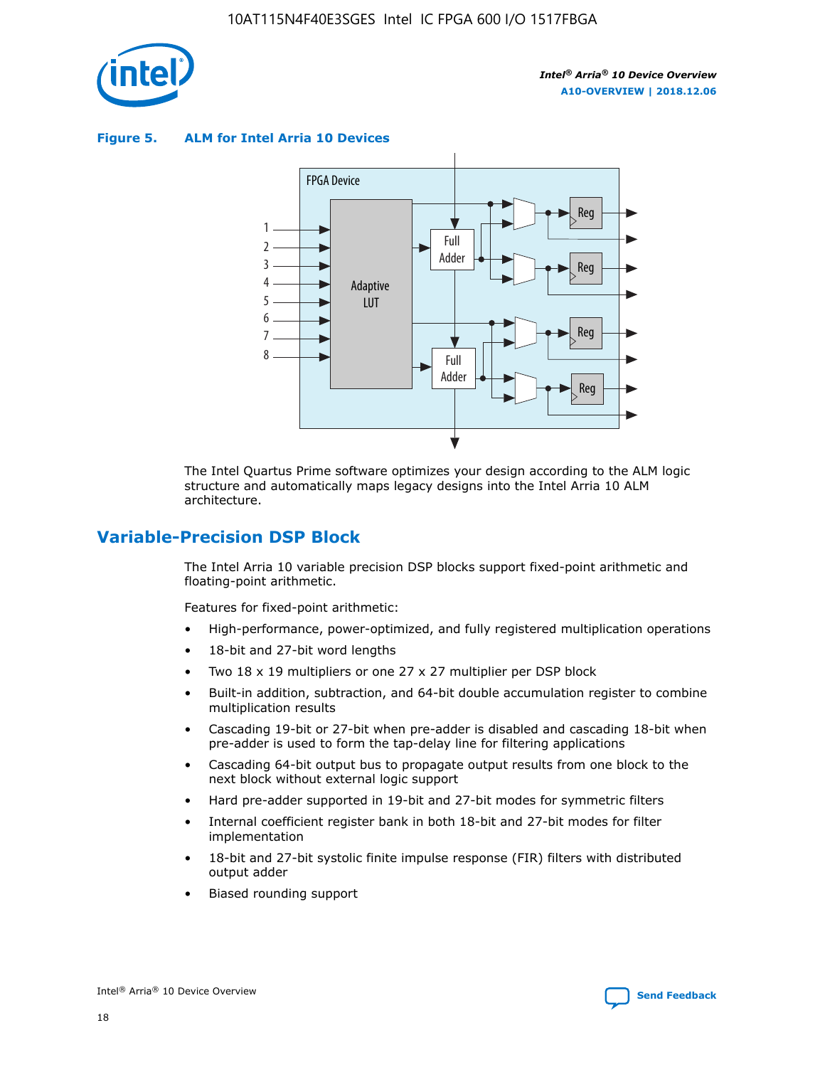**Figure 5. ALM for Intel Arria 10 Devices**

The Intel Quartus Prime software optimizes your design according to the ALM logic structure and automatically maps legacy designs into the Intel Arria 10 ALM architecture.

## Variable-Precision DSP Block

The Intel Arria 10 variable precision DSP blocks support fixed-point arithmetic and floating-point arithmetic.

Features for fixed-point arithmetic:

- High-performance, power-optimized, and fully registered multiplication operations
- 18-bit and 27-bit word lengths
- Two 18 x 19 multipliers or one 27 x 27 multiplier per DSP block
- Built-in addition, subtraction, and 64-bit double accumulation register to combine multiplication results
- Cascading 19-bit or 27-bit when pre-adder is disabled and cascading 18-bit when pre-adder is used to form the tap-delay line for filtering applications
- Cascading 64-bit output bus to propagate output results from one block to the next block without external logic support
- Hard pre-adder supported in 19-bit and 27-bit modes for symmetric filters
- Internal coefficient register bank in both 18-bit and 27-bit modes for filter implementation
- 18-bit and 27-bit systolic finite impulse response (FIR) filters with distributed output adder
- Biased rounding support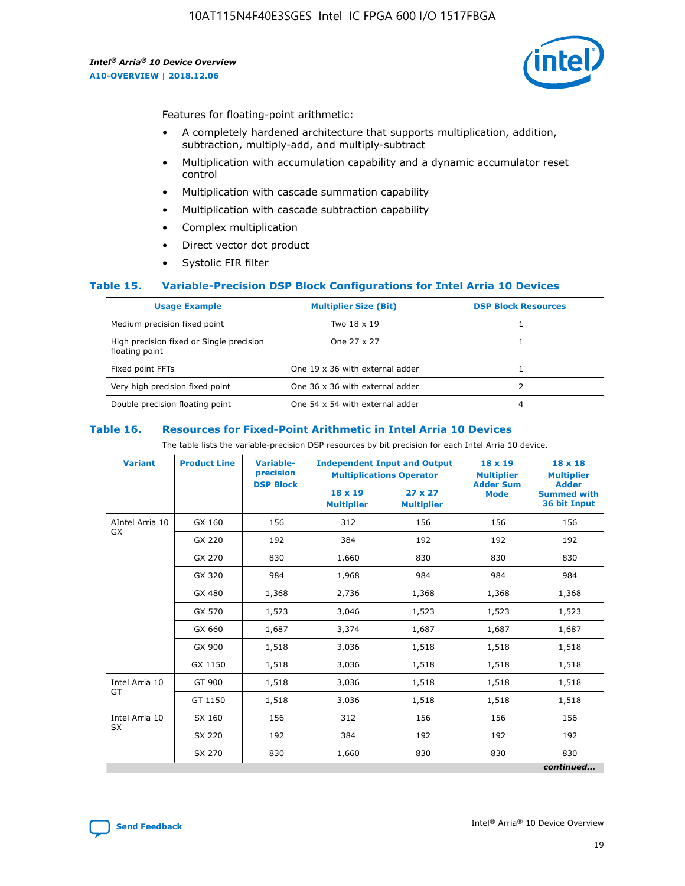Features for floating-point arithmetic:

- A completely hardened architecture that supports multiplication, addition, subtraction, multiply-add, and multiply-subtract
- Multiplication with accumulation capability and a dynamic accumulator reset control
- Multiplication with cascade summation capability
- Multiplication with cascade subtraction capability
- Complex multiplication
- Direct vector dot product
- Systolic FIR filter

### Table 15. Variable-Precision DSP Block Configurations for Intel Arria 10 Devices

| Usage Example | Multiplier Size (Bit) | DSP Block Resources |
|---|---|---|
| Medium precision fixed point | Two 18 x 19 | 1 |
| High precision fixed or Single precision floating point | One 27 x 27 | 1 |
| Fixed point FFTs | One 19 x 36 with external adder | 1 |
| Very high precision fixed point | One 36 x 36 with external adder | 2 |
| Double precision floating point | One 54 x 54 with external adder | 4 |

### Table 16. Resources for Fixed-Point Arithmetic in Intel Arria 10 Devices

The table lists the variable-precision DSP resources by bit precision for each Intel Arria 10 device.

| Variant | Product Line | Variable-precision DSP Block | Independent Input and Output Multiplications Operator | | 18 x 19 Multiplier Adder Sum Mode | 18 x 18 Multiplier Adder Summed with 36 bit Input |
|---|---|---|---|---|---|---|
| | | | 18 x 19 Multiplier | 27 x 27 Multiplier | | |
| AIntel Arria 10 GX | GX 160 | 156 | 312 | 156 | 156 | 156 |
| | GX 220 | 192 | 384 | 192 | 192 | 192 |
| | GX 270 | 830 | 1,660 | 830 | 830 | 830 |
| | GX 320 | 984 | 1,968 | 984 | 984 | 984 |
| | GX 480 | 1,368 | 2,736 | 1,368 | 1,368 | 1,368 |
| | GX 570 | 1,523 | 3,046 | 1,523 | 1,523 | 1,523 |
| | GX 660 | 1,687 | 3,374 | 1,687 | 1,687 | 1,687 |
| | GX 900 | 1,518 | 3,036 | 1,518 | 1,518 | 1,518 |
| | GX 1150 | 1,518 | 3,036 | 1,518 | 1,518 | 1,518 |
| Intel Arria 10 GT | GT 900 | 1,518 | 3,036 | 1,518 | 1,518 | 1,518 |
| | GT 1150 | 1,518 | 3,036 | 1,518 | 1,518 | 1,518 |
| Intel Arria 10 SX | SX 160 | 156 | 312 | 156 | 156 | 156 |
| | SX 220 | 192 | 384 | 192 | 192 | 192 |
| | SX 270 | 830 | 1,660 | 830 | 830 | 830 |

*continued...*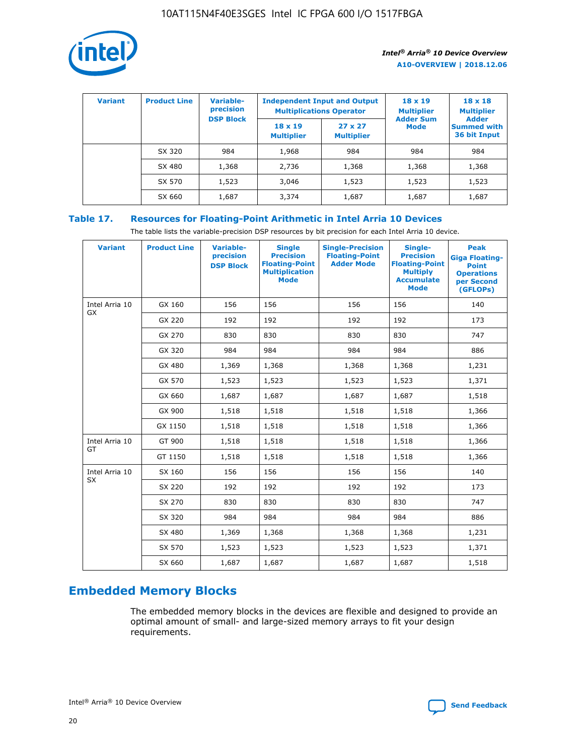| Variant | Product Line | Variable-precision DSP Block | Independent Input and Output Multiplications Operator | | 18 x 19 Multiplier Adder Sum Mode | 18 x 18 Multiplier Adder Summed with 36 bit Input |
|---|---|---|---|---|---|---|
| | | | 18 x 19 Multiplier | 27 x 27 Multiplier | | |
| | SX 320 | 984 | 1,968 | 984 | 984 | 984 |
| | SX 480 | 1,368 | 2,736 | 1,368 | 1,368 | 1,368 |
| | SX 570 | 1,523 | 3,046 | 1,523 | 1,523 | 1,523 |
| | SX 660 | 1,687 | 3,374 | 1,687 | 1,687 | 1,687 |

## Table 17. Resources for Floating-Point Arithmetic in Intel Arria 10 Devices

The table lists the variable-precision DSP resources by bit precision for each Intel Arria 10 device.

| Variant | Product Line | Variable-precision DSP Block | Single Precision Floating-Point Multiplication Mode | Single-Precision Floating-Point Adder Mode | Single-Precision Floating-Point Multiply Accumulate Mode | Peak Giga Floating-Point Operations per Second (GFLOPs) |
|---|---|---|---|---|---|---|
| Intel Arria 10 GX | GX 160 | 156 | 156 | 156 | 156 | 140 |
| | GX 220 | 192 | 192 | 192 | 192 | 173 |
| | GX 270 | 830 | 830 | 830 | 830 | 747 |
| | GX 320 | 984 | 984 | 984 | 984 | 886 |
| | GX 480 | 1,369 | 1,368 | 1,368 | 1,368 | 1,231 |
| | GX 570 | 1,523 | 1,523 | 1,523 | 1,523 | 1,371 |
| | GX 660 | 1,687 | 1,687 | 1,687 | 1,687 | 1,518 |
| | GX 900 | 1,518 | 1,518 | 1,518 | 1,518 | 1,366 |
| | GX 1150 | 1,518 | 1,518 | 1,518 | 1,518 | 1,366 |
| Intel Arria 10 GT | GT 900 | 1,518 | 1,518 | 1,518 | 1,518 | 1,366 |
| | GT 1150 | 1,518 | 1,518 | 1,518 | 1,518 | 1,366 |
| Intel Arria 10 SX | SX 160 | 156 | 156 | 156 | 156 | 140 |
| | SX 220 | 192 | 192 | 192 | 192 | 173 |
| | SX 270 | 830 | 830 | 830 | 830 | 747 |
| | SX 320 | 984 | 984 | 984 | 984 | 886 |
| | SX 480 | 1,369 | 1,368 | 1,368 | 1,368 | 1,231 |
| | SX 570 | 1,523 | 1,523 | 1,523 | 1,523 | 1,371 |
| | SX 660 | 1,687 | 1,687 | 1,687 | 1,687 | 1,518 |

## Embedded Memory Blocks

The embedded memory blocks in the devices are flexible and designed to provide an optimal amount of small- and large-sized memory arrays to fit your design requirements.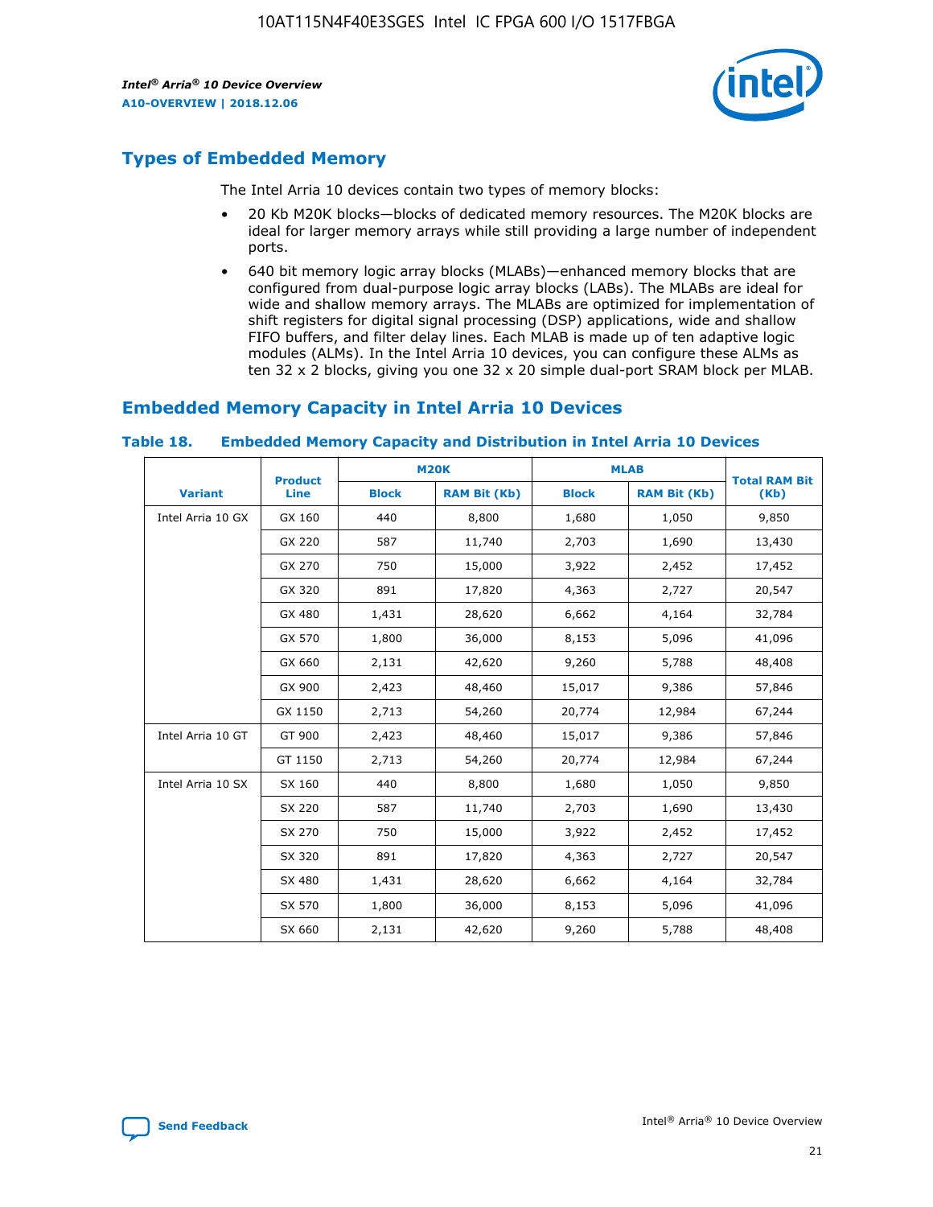## Types of Embedded Memory

The Intel Arria 10 devices contain two types of memory blocks:

- 20 Kb M20K blocks—blocks of dedicated memory resources. The M20K blocks are ideal for larger memory arrays while still providing a large number of independent ports.
- 640 bit memory logic array blocks (MLABs)—enhanced memory blocks that are configured from dual-purpose logic array blocks (LABs). The MLABs are ideal for wide and shallow memory arrays. The MLABs are optimized for implementation of shift registers for digital signal processing (DSP) applications, wide and shallow FIFO buffers, and filter delay lines. Each MLAB is made up of ten adaptive logic modules (ALMs). In the Intel Arria 10 devices, you can configure these ALMs as ten 32 x 2 blocks, giving you one 32 x 20 simple dual-port SRAM block per MLAB.

## Embedded Memory Capacity in Intel Arria 10 Devices

### Table 18. Embedded Memory Capacity and Distribution in Intel Arria 10 Devices

| Variant | Product Line | M20K | | MLAB | | Total RAM Bit (Kb) |
|---|---|---|---|---|---|---|
| | | Block | RAM Bit (Kb) | Block | RAM Bit (Kb) | |
| Intel Arria 10 GX | GX 160 | 440 | 8,800 | 1,680 | 1,050 | 9,850 |
| | GX 220 | 587 | 11,740 | 2,703 | 1,690 | 13,430 |
| | GX 270 | 750 | 15,000 | 3,922 | 2,452 | 17,452 |
| | GX 320 | 891 | 17,820 | 4,363 | 2,727 | 20,547 |
| | GX 480 | 1,431 | 28,620 | 6,662 | 4,164 | 32,784 |
| | GX 570 | 1,800 | 36,000 | 8,153 | 5,096 | 41,096 |
| | GX 660 | 2,131 | 42,620 | 9,260 | 5,788 | 48,408 |
| | GX 900 | 2,423 | 48,460 | 15,017 | 9,386 | 57,846 |
| | GX 1150 | 2,713 | 54,260 | 20,774 | 12,984 | 67,244 |
| Intel Arria 10 GT | GT 900 | 2,423 | 48,460 | 15,017 | 9,386 | 57,846 |
| | GT 1150 | 2,713 | 54,260 | 20,774 | 12,984 | 67,244 |
| Intel Arria 10 SX | SX 160 | 440 | 8,800 | 1,680 | 1,050 | 9,850 |
| | SX 220 | 587 | 11,740 | 2,703 | 1,690 | 13,430 |
| | SX 270 | 750 | 15,000 | 3,922 | 2,452 | 17,452 |
| | SX 320 | 891 | 17,820 | 4,363 | 2,727 | 20,547 |
| | SX 480 | 1,431 | 28,620 | 6,662 | 4,164 | 32,784 |
| | SX 570 | 1,800 | 36,000 | 8,153 | 5,096 | 41,096 |
| | SX 660 | 2,131 | 42,620 | 9,260 | 5,788 | 48,408 |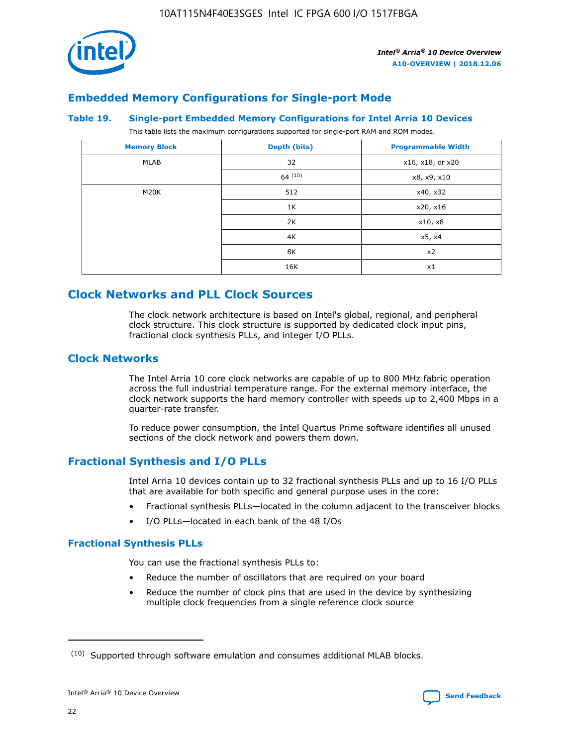## Embedded Memory Configurations for Single-port Mode

**Table 19. Single-port Embedded Memory Configurations for Intel Arria 10 Devices**

This table lists the maximum configurations supported for single-port RAM and ROM modes.

| Memory Block | Depth (bits) | Programmable Width |
|---|---|---|
| MLAB | 32 | x16, x18, or x20 |
| | 64 [10] | x8, x9, x10 |
| M20K | 512 | x40, x32 |
| | 1K | x20, x16 |
| | 2K | x10, x8 |
| | 4K | x5, x4 |
| | 8K | x2 |
| | 16K | x1 |

# Clock Networks and PLL Clock Sources

The clock network architecture is based on Intel's global, regional, and peripheral clock structure. This clock structure is supported by dedicated clock input pins, fractional clock synthesis PLLs, and integer I/O PLLs.

## Clock Networks

The Intel Arria 10 core clock networks are capable of up to 800 MHz fabric operation across the full industrial temperature range. For the external memory interface, the clock network supports the hard memory controller with speeds up to 2,400 Mbps in a quarter-rate transfer.

To reduce power consumption, the Intel Quartus Prime software identifies all unused sections of the clock network and powers them down.

## Fractional Synthesis and I/O PLLs

Intel Arria 10 devices contain up to 32 fractional synthesis PLLs and up to 16 I/O PLLs that are available for both specific and general purpose uses in the core:

- Fractional synthesis PLLs—located in the column adjacent to the transceiver blocks
- I/O PLLs—located in each bank of the 48 I/Os

### Fractional Synthesis PLLs

You can use the fractional synthesis PLLs to:

- Reduce the number of oscillators that are required on your board
- Reduce the number of clock pins that are used in the device by synthesizing multiple clock frequencies from a single reference clock source

(10) Supported through software emulation and consumes additional MLAB blocks.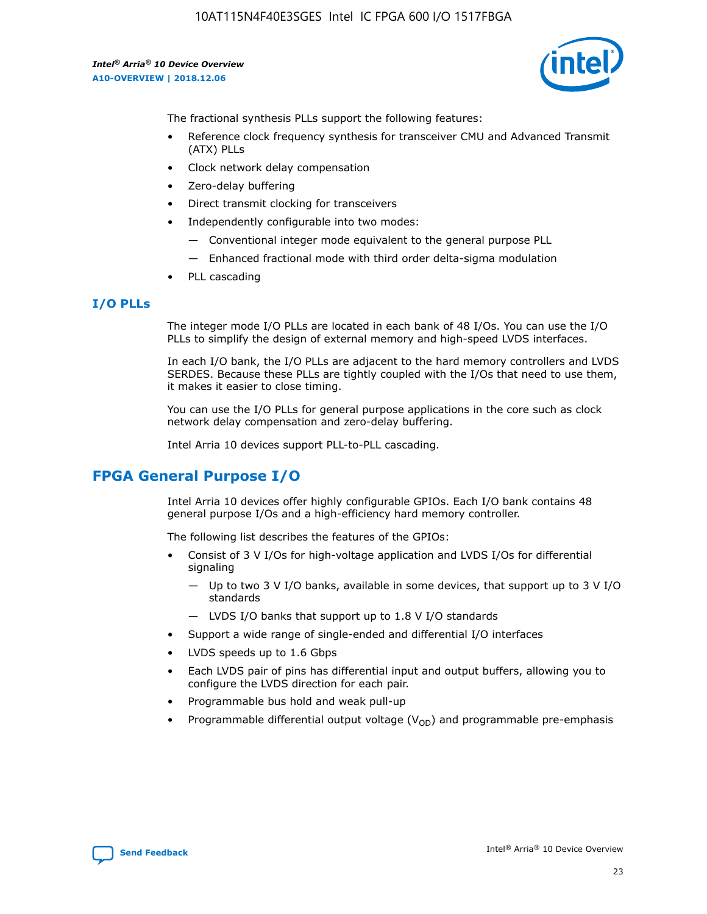The fractional synthesis PLLs support the following features:

- Reference clock frequency synthesis for transceiver CMU and Advanced Transmit (ATX) PLLs
- Clock network delay compensation
- Zero-delay buffering
- Direct transmit clocking for transceivers
- Independently configurable into two modes:
  - — Conventional integer mode equivalent to the general purpose PLL
  - — Enhanced fractional mode with third order delta-sigma modulation
- PLL cascading

### I/O PLLs

The integer mode I/O PLLs are located in each bank of 48 I/Os. You can use the I/O PLLs to simplify the design of external memory and high-speed LVDS interfaces.

In each I/O bank, the I/O PLLs are adjacent to the hard memory controllers and LVDS SERDES. Because these PLLs are tightly coupled with the I/Os that need to use them, it makes it easier to close timing.

You can use the I/O PLLs for general purpose applications in the core such as clock network delay compensation and zero-delay buffering.

Intel Arria 10 devices support PLL-to-PLL cascading.

## FPGA General Purpose I/O

Intel Arria 10 devices offer highly configurable GPIOs. Each I/O bank contains 48 general purpose I/Os and a high-efficiency hard memory controller.

The following list describes the features of the GPIOs:

- Consist of 3 V I/Os for high-voltage application and LVDS I/Os for differential signaling
  - — Up to two 3 V I/O banks, available in some devices, that support up to 3 V I/O standards
  - — LVDS I/O banks that support up to 1.8 V I/O standards
- Support a wide range of single-ended and differential I/O interfaces
- LVDS speeds up to 1.6 Gbps
- Each LVDS pair of pins has differential input and output buffers, allowing you to configure the LVDS direction for each pair.
- Programmable bus hold and weak pull-up
- Programmable differential output voltage ($V_{OD}$) and programmable pre-emphasis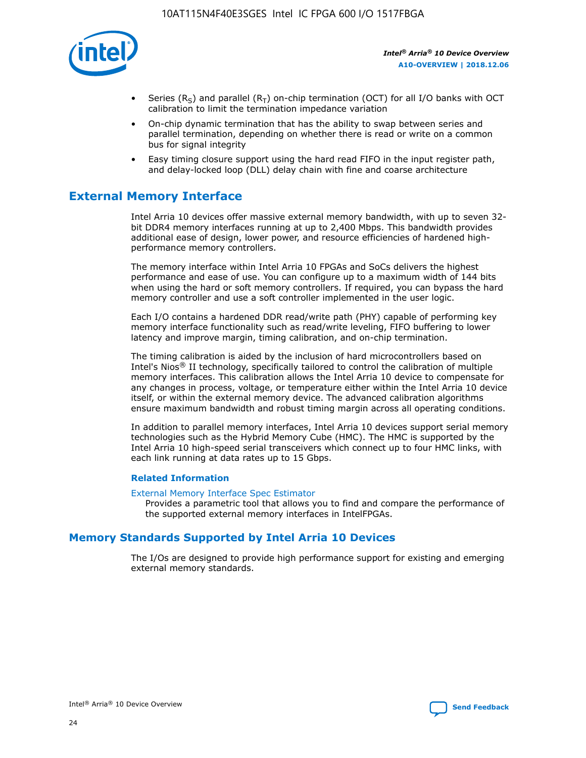- Series ($R_S$) and parallel ($R_T$) on-chip termination (OCT) for all I/O banks with OCT calibration to limit the termination impedance variation
- On-chip dynamic termination that has the ability to swap between series and parallel termination, depending on whether there is read or write on a common bus for signal integrity
- Easy timing closure support using the hard read FIFO in the input register path, and delay-locked loop (DLL) delay chain with fine and coarse architecture

## External Memory Interface

Intel Arria 10 devices offer massive external memory bandwidth, with up to seven 32-bit DDR4 memory interfaces running at up to 2,400 Mbps. This bandwidth provides additional ease of design, lower power, and resource efficiencies of hardened high-performance memory controllers.

The memory interface within Intel Arria 10 FPGAs and SoCs delivers the highest performance and ease of use. You can configure up to a maximum width of 144 bits when using the hard or soft memory controllers. If required, you can bypass the hard memory controller and use a soft controller implemented in the user logic.

Each I/O contains a hardened DDR read/write path (PHY) capable of performing key memory interface functionality such as read/write leveling, FIFO buffering to lower latency and improve margin, timing calibration, and on-chip termination.

The timing calibration is aided by the inclusion of hard microcontrollers based on Intel's Nios® II technology, specifically tailored to control the calibration of multiple memory interfaces. This calibration allows the Intel Arria 10 device to compensate for any changes in process, voltage, or temperature either within the Intel Arria 10 device itself, or within the external memory device. The advanced calibration algorithms ensure maximum bandwidth and robust timing margin across all operating conditions.

In addition to parallel memory interfaces, Intel Arria 10 devices support serial memory technologies such as the Hybrid Memory Cube (HMC). The HMC is supported by the Intel Arria 10 high-speed serial transceivers which connect up to four HMC links, with each link running at data rates up to 15 Gbps.

### Related Information

External Memory Interface Spec Estimator
Provides a parametric tool that allows you to find and compare the performance of the supported external memory interfaces in IntelFPGAs.

## Memory Standards Supported by Intel Arria 10 Devices

The I/Os are designed to provide high performance support for existing and emerging external memory standards.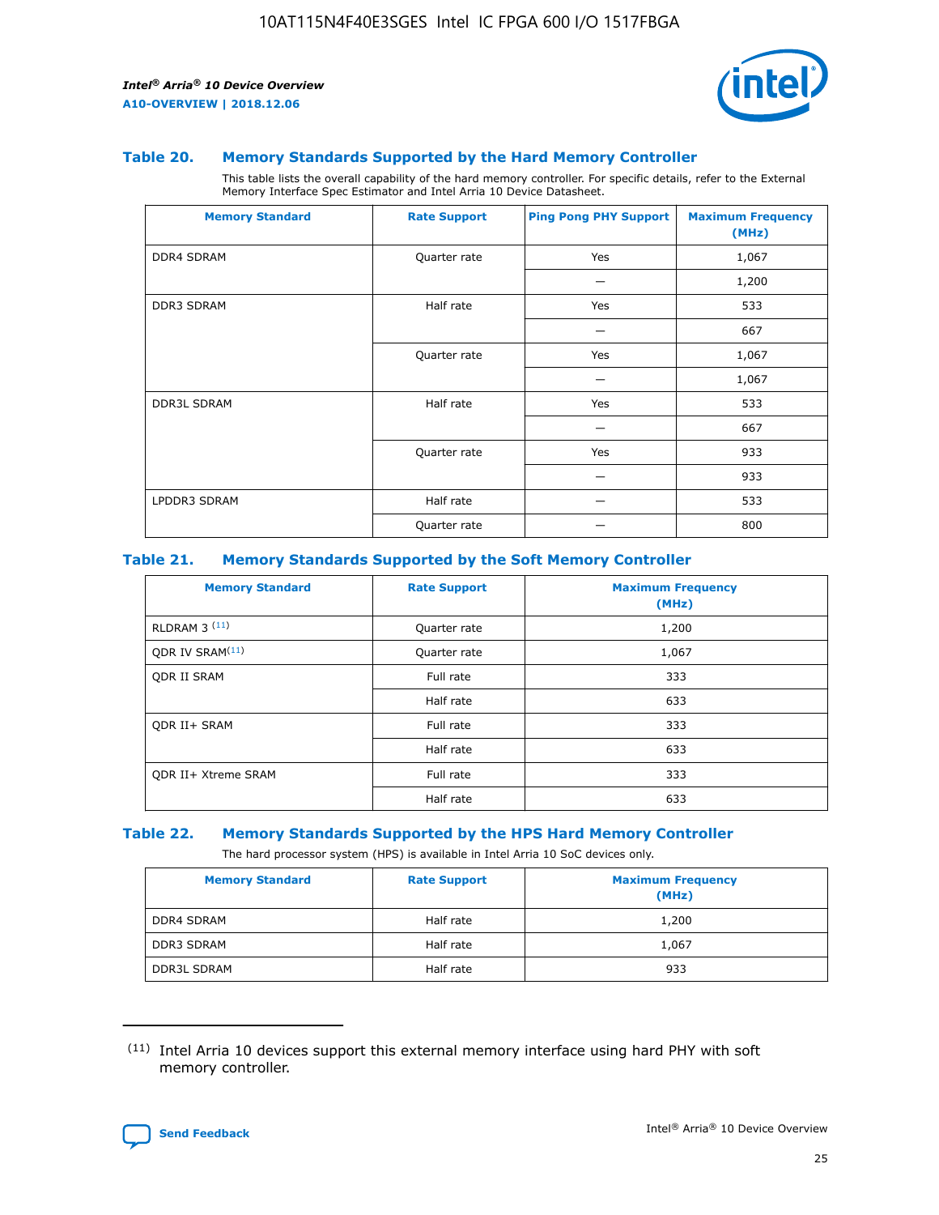### Table 20. Memory Standards Supported by the Hard Memory Controller

This table lists the overall capability of the hard memory controller. For specific details, refer to the External Memory Interface Spec Estimator and Intel Arria 10 Device Datasheet.

| Memory Standard | Rate Support | Ping Pong PHY Support | Maximum Frequency (MHz) |
| --- | --- | --- | --- |
| DDR4 SDRAM | Quarter rate | Yes | 1,067 |
| | | — | 1,200 |
| DDR3 SDRAM | Half rate | Yes | 533 |
| | | — | 667 |
| | Quarter rate | Yes | 1,067 |
| | | — | 1,067 |
| DDR3L SDRAM | Half rate | Yes | 533 |
| | | — | 667 |
| | Quarter rate | Yes | 933 |
| | | — | 933 |
| LPDDR3 SDRAM | Half rate | — | 533 |
| | Quarter rate | — | 800 |

### Table 21. Memory Standards Supported by the Soft Memory Controller

| Memory Standard | Rate Support | Maximum Frequency (MHz) |
| --- | --- | --- |
| RLDRAM 3 (11) | Quarter rate | 1,200 |
| QDR IV SRAM(11) | Quarter rate | 1,067 |
| QDR II SRAM | Full rate | 333 |
| | Half rate | 633 |
| QDR II+ SRAM | Full rate | 333 |
| | Half rate | 633 |
| QDR II+ Xtreme SRAM | Full rate | 333 |
| | Half rate | 633 |

### Table 22. Memory Standards Supported by the HPS Hard Memory Controller

The hard processor system (HPS) is available in Intel Arria 10 SoC devices only.

| Memory Standard | Rate Support | Maximum Frequency (MHz) |
| --- | --- | --- |
| DDR4 SDRAM | Half rate | 1,200 |
| DDR3 SDRAM | Half rate | 1,067 |
| DDR3L SDRAM | Half rate | 933 |

(11) Intel Arria 10 devices support this external memory interface using hard PHY with soft memory controller.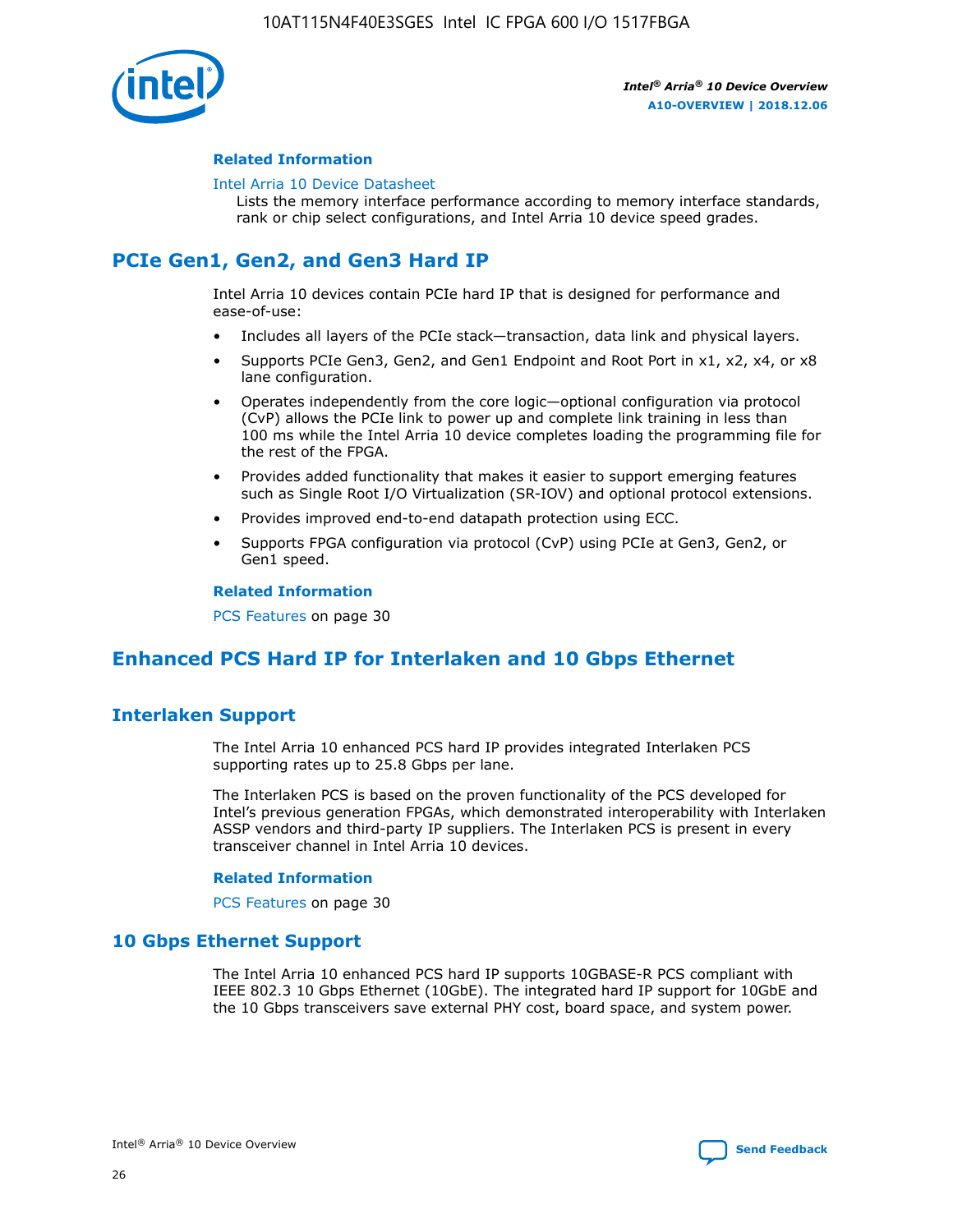### Related Information

Intel Arria 10 Device Datasheet

Lists the memory interface performance according to memory interface standards, rank or chip select configurations, and Intel Arria 10 device speed grades.

## PCIe Gen1, Gen2, and Gen3 Hard IP

Intel Arria 10 devices contain PCIe hard IP that is designed for performance and ease-of-use:

- Includes all layers of the PCIe stack—transaction, data link and physical layers.
- Supports PCIe Gen3, Gen2, and Gen1 Endpoint and Root Port in x1, x2, x4, or x8 lane configuration.
- Operates independently from the core logic—optional configuration via protocol (CvP) allows the PCIe link to power up and complete link training in less than 100 ms while the Intel Arria 10 device completes loading the programming file for the rest of the FPGA.
- Provides added functionality that makes it easier to support emerging features such as Single Root I/O Virtualization (SR-IOV) and optional protocol extensions.
- Provides improved end-to-end datapath protection using ECC.
- Supports FPGA configuration via protocol (CvP) using PCIe at Gen3, Gen2, or Gen1 speed.

### Related Information

PCS Features on page 30

## Enhanced PCS Hard IP for Interlaken and 10 Gbps Ethernet

### Interlaken Support

The Intel Arria 10 enhanced PCS hard IP provides integrated Interlaken PCS supporting rates up to 25.8 Gbps per lane.

The Interlaken PCS is based on the proven functionality of the PCS developed for Intel's previous generation FPGAs, which demonstrated interoperability with Interlaken ASSP vendors and third-party IP suppliers. The Interlaken PCS is present in every transceiver channel in Intel Arria 10 devices.

### Related Information

PCS Features on page 30

### 10 Gbps Ethernet Support

The Intel Arria 10 enhanced PCS hard IP supports 10GBASE-R PCS compliant with IEEE 802.3 10 Gbps Ethernet (10GbE). The integrated hard IP support for 10GbE and the 10 Gbps transceivers save external PHY cost, board space, and system power.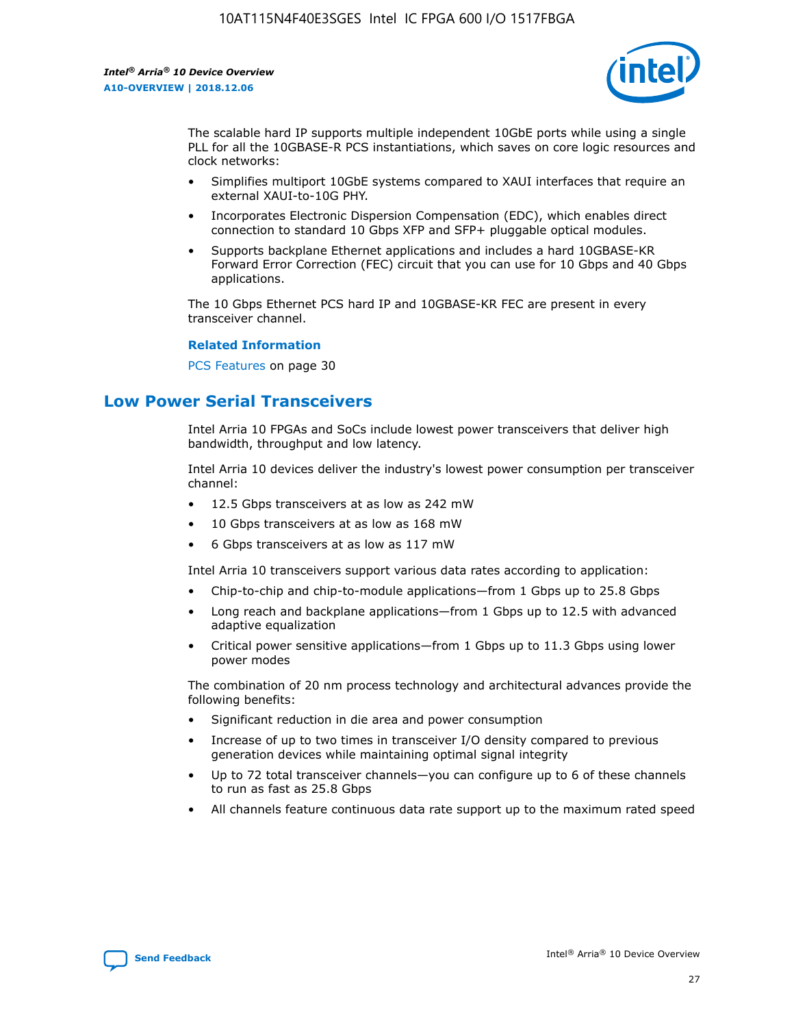The scalable hard IP supports multiple independent 10GbE ports while using a single PLL for all the 10GBASE-R PCS instantiations, which saves on core logic resources and clock networks:

- Simplifies multiport 10GbE systems compared to XAUI interfaces that require an external XAUI-to-10G PHY.
- Incorporates Electronic Dispersion Compensation (EDC), which enables direct connection to standard 10 Gbps XFP and SFP+ pluggable optical modules.
- Supports backplane Ethernet applications and includes a hard 10GBASE-KR Forward Error Correction (FEC) circuit that you can use for 10 Gbps and 40 Gbps applications.

The 10 Gbps Ethernet PCS hard IP and 10GBASE-KR FEC are present in every transceiver channel.

**Related Information**

PCS Features on page 30

## Low Power Serial Transceivers

Intel Arria 10 FPGAs and SoCs include lowest power transceivers that deliver high bandwidth, throughput and low latency.

Intel Arria 10 devices deliver the industry's lowest power consumption per transceiver channel:

- 12.5 Gbps transceivers at as low as 242 mW
- 10 Gbps transceivers at as low as 168 mW
- 6 Gbps transceivers at as low as 117 mW

Intel Arria 10 transceivers support various data rates according to application:

- Chip-to-chip and chip-to-module applications—from 1 Gbps up to 25.8 Gbps
- Long reach and backplane applications—from 1 Gbps up to 12.5 with advanced adaptive equalization
- Critical power sensitive applications—from 1 Gbps up to 11.3 Gbps using lower power modes

The combination of 20 nm process technology and architectural advances provide the following benefits:

- Significant reduction in die area and power consumption
- Increase of up to two times in transceiver I/O density compared to previous generation devices while maintaining optimal signal integrity
- Up to 72 total transceiver channels—you can configure up to 6 of these channels to run as fast as 25.8 Gbps
- All channels feature continuous data rate support up to the maximum rated speed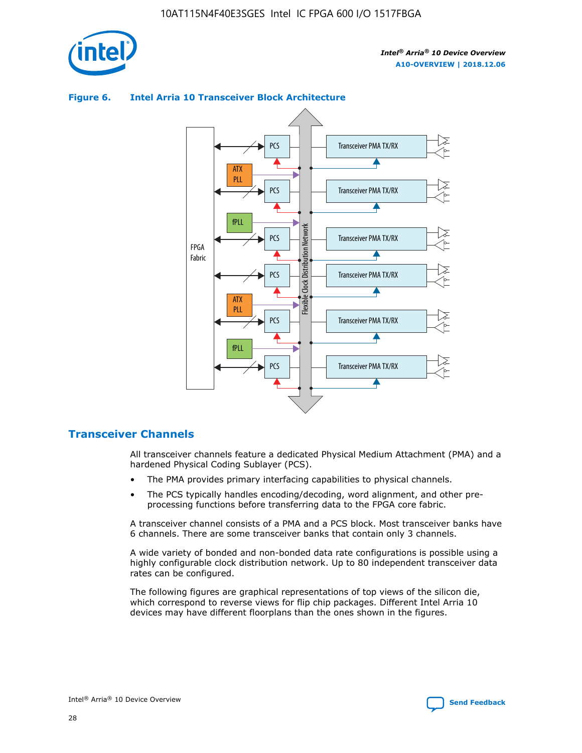**Figure 6. Intel Arria 10 Transceiver Block Architecture**

## Transceiver Channels

All transceiver channels feature a dedicated Physical Medium Attachment (PMA) and a hardened Physical Coding Sublayer (PCS).

- The PMA provides primary interfacing capabilities to physical channels.
- The PCS typically handles encoding/decoding, word alignment, and other pre-processing functions before transferring data to the FPGA core fabric.

A transceiver channel consists of a PMA and a PCS block. Most transceiver banks have 6 channels. There are some transceiver banks that contain only 3 channels.

A wide variety of bonded and non-bonded data rate configurations is possible using a highly configurable clock distribution network. Up to 80 independent transceiver data rates can be configured.

The following figures are graphical representations of top views of the silicon die, which correspond to reverse views for flip chip packages. Different Intel Arria 10 devices may have different floorplans than the ones shown in the figures.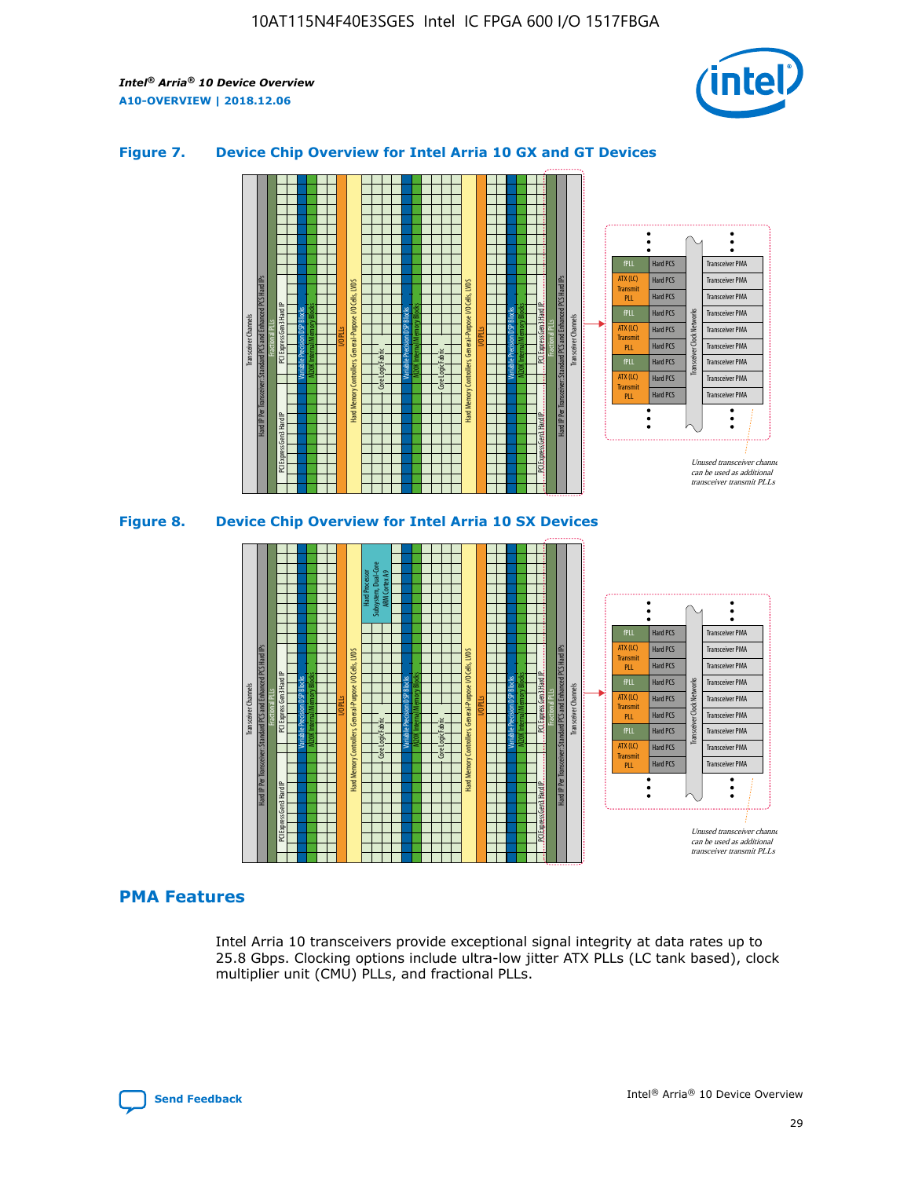### Figure 7. Device Chip Overview for Intel Arria 10 GX and GT Devices

Unused transceiver channels can be used as additional transceiver transmit PLLs

### Figure 8. Device Chip Overview for Intel Arria 10 SX Devices

Unused transceiver channels can be used as additional transceiver transmit PLLs

## PMA Features

Intel Arria 10 transceivers provide exceptional signal integrity at data rates up to 25.8 Gbps. Clocking options include ultra-low jitter ATX PLLs (LC tank based), clock multiplier unit (CMU) PLLs, and fractional PLLs.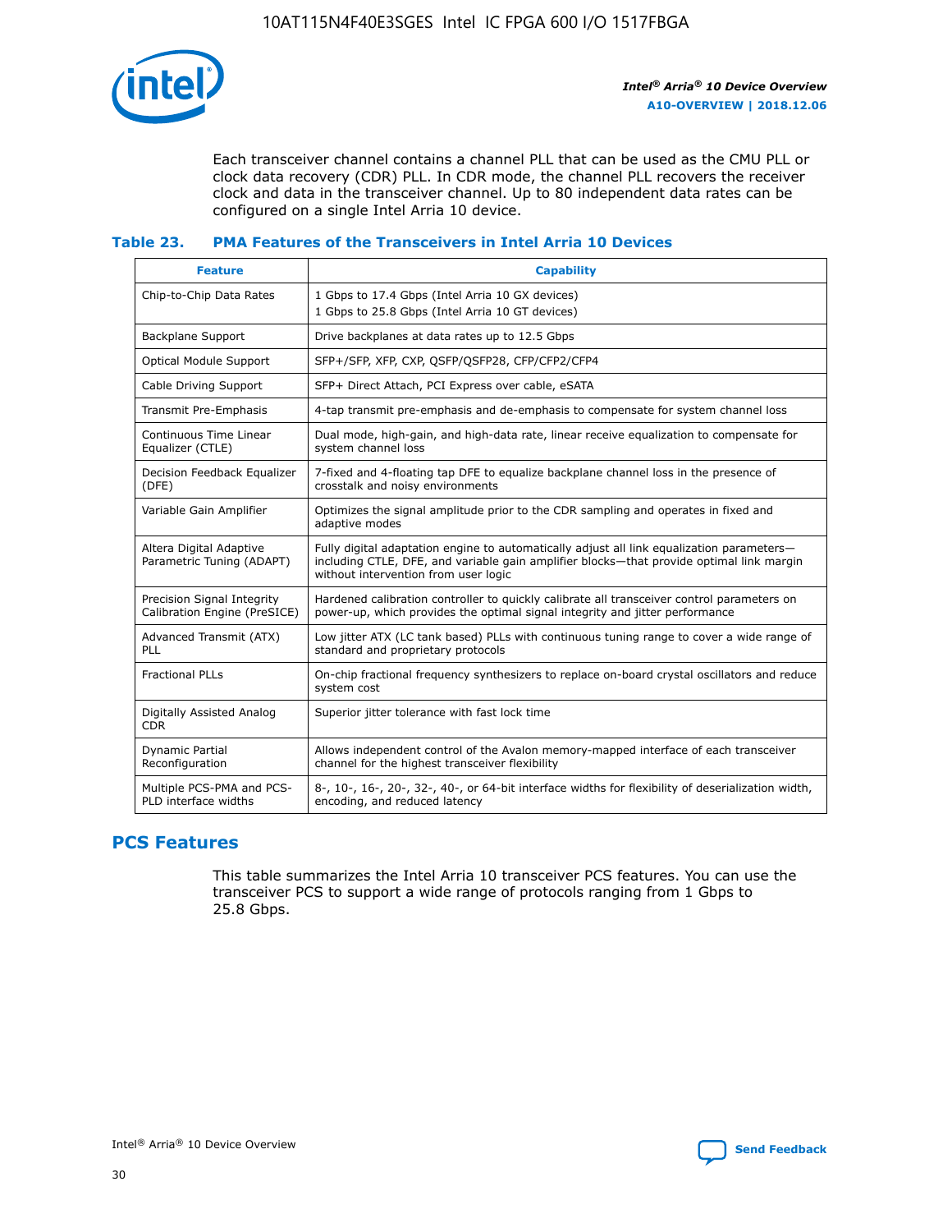Each transceiver channel contains a channel PLL that can be used as the CMU PLL or clock data recovery (CDR) PLL. In CDR mode, the channel PLL recovers the receiver clock and data in the transceiver channel. Up to 80 independent data rates can be configured on a single Intel Arria 10 device.

### Table 23. PMA Features of the Transceivers in Intel Arria 10 Devices

| Feature | Capability |
| --- | --- |
| Chip-to-Chip Data Rates | 1 Gbps to 17.4 Gbps (Intel Arria 10 GX devices)<br>1 Gbps to 25.8 Gbps (Intel Arria 10 GT devices) |
| Backplane Support | Drive backplanes at data rates up to 12.5 Gbps |
| Optical Module Support | SFP+/SFP, XFP, CXP, QSFP/QSFP28, CFP/CFP2/CFP4 |
| Cable Driving Support | SFP+ Direct Attach, PCI Express over cable, eSATA |
| Transmit Pre-Emphasis | 4-tap transmit pre-emphasis and de-emphasis to compensate for system channel loss |
| Continuous Time Linear Equalizer (CTLE) | Dual mode, high-gain, and high-data rate, linear receive equalization to compensate for system channel loss |
| Decision Feedback Equalizer (DFE) | 7-fixed and 4-floating tap DFE to equalize backplane channel loss in the presence of crosstalk and noisy environments |
| Variable Gain Amplifier | Optimizes the signal amplitude prior to the CDR sampling and operates in fixed and adaptive modes |
| Altera Digital Adaptive Parametric Tuning (ADAPT) | Fully digital adaptation engine to automatically adjust all link equalization parameters—including CTLE, DFE, and variable gain amplifier blocks—that provide optimal link margin without intervention from user logic |
| Precision Signal Integrity Calibration Engine (PreSICE) | Hardened calibration controller to quickly calibrate all transceiver control parameters on power-up, which provides the optimal signal integrity and jitter performance |
| Advanced Transmit (ATX) PLL | Low jitter ATX (LC tank based) PLLs with continuous tuning range to cover a wide range of standard and proprietary protocols |
| Fractional PLLs | On-chip fractional frequency synthesizers to replace on-board crystal oscillators and reduce system cost |
| Digitally Assisted Analog CDR | Superior jitter tolerance with fast lock time |
| Dynamic Partial Reconfiguration | Allows independent control of the Avalon memory-mapped interface of each transceiver channel for the highest transceiver flexibility |
| Multiple PCS-PMA and PCS-PLD interface widths | 8-, 10-, 16-, 20-, 32-, 40-, or 64-bit interface widths for flexibility of deserialization width, encoding, and reduced latency |

## PCS Features

This table summarizes the Intel Arria 10 transceiver PCS features. You can use the transceiver PCS to support a wide range of protocols ranging from 1 Gbps to 25.8 Gbps.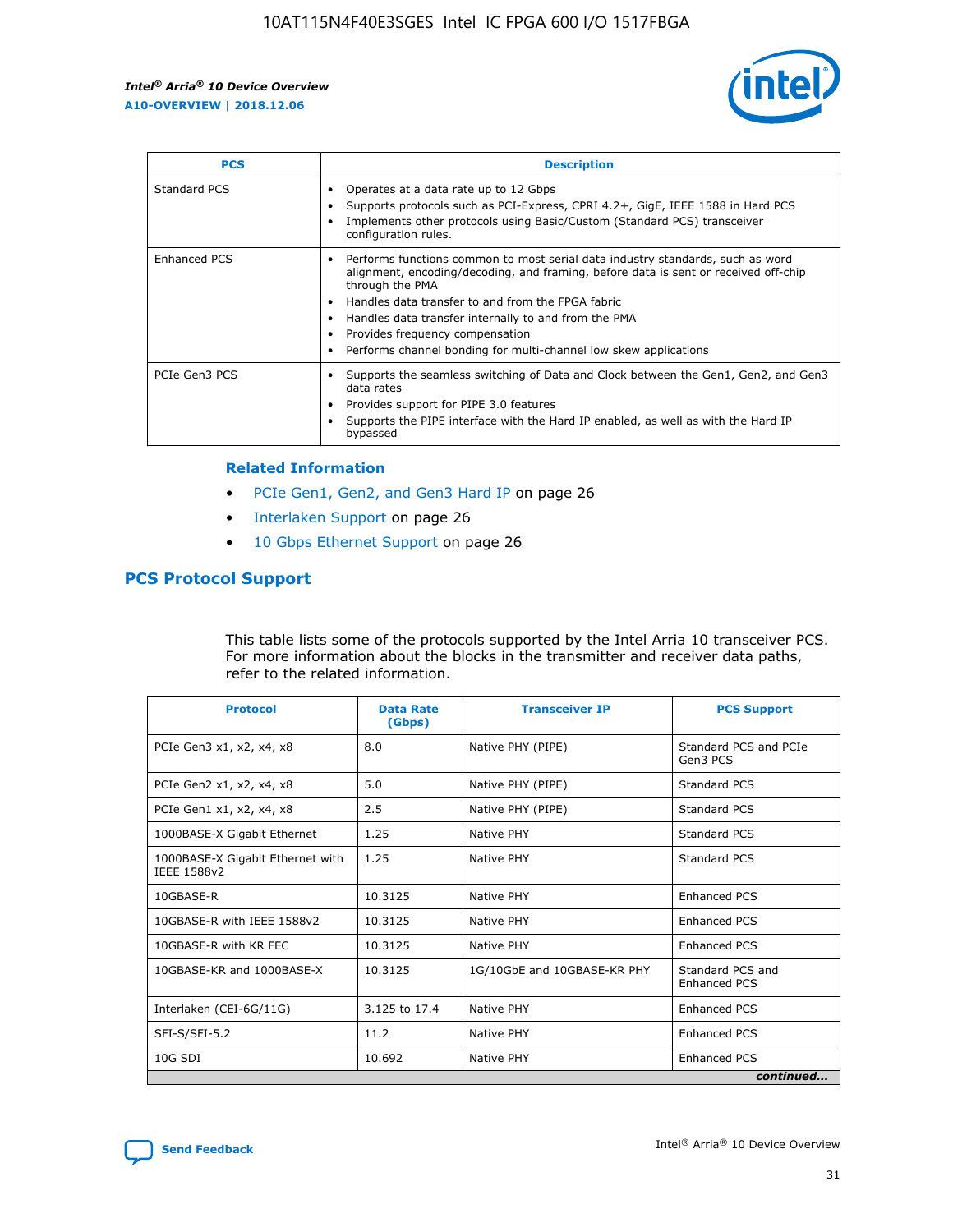| PCS | Description |
| --- | --- |
| Standard PCS | • Operates at a data rate up to 12 Gbps<br>• Supports protocols such as PCI-Express, CPRI 4.2+, GigE, IEEE 1588 in Hard PCS<br>• Implements other protocols using Basic/Custom (Standard PCS) transceiver configuration rules. |
| Enhanced PCS | • Performs functions common to most serial data industry standards, such as word alignment, encoding/decoding, and framing, before data is sent or received off-chip through the PMA<br>• Handles data transfer to and from the FPGA fabric<br>• Handles data transfer internally to and from the PMA<br>• Provides frequency compensation<br>• Performs channel bonding for multi-channel low skew applications |
| PCIe Gen3 PCS | • Supports the seamless switching of Data and Clock between the Gen1, Gen2, and Gen3 data rates<br>• Provides support for PIPE 3.0 features<br>• Supports the PIPE interface with the Hard IP enabled, as well as with the Hard IP bypassed |

**Related Information**

- PCIe Gen1, Gen2, and Gen3 Hard IP on page 26
- Interlaken Support on page 26
- 10 Gbps Ethernet Support on page 26

## PCS Protocol Support

This table lists some of the protocols supported by the Intel Arria 10 transceiver PCS. For more information about the blocks in the transmitter and receiver data paths, refer to the related information.

| Protocol | Data Rate (Gbps) | Transceiver IP | PCS Support |
| --- | --- | --- | --- |
| PCIe Gen3 x1, x2, x4, x8 | 8.0 | Native PHY (PIPE) | Standard PCS and PCIe Gen3 PCS |
| PCIe Gen2 x1, x2, x4, x8 | 5.0 | Native PHY (PIPE) | Standard PCS |
| PCIe Gen1 x1, x2, x4, x8 | 2.5 | Native PHY (PIPE) | Standard PCS |
| 1000BASE-X Gigabit Ethernet | 1.25 | Native PHY | Standard PCS |
| 1000BASE-X Gigabit Ethernet with IEEE 1588v2 | 1.25 | Native PHY | Standard PCS |
| 10GBASE-R | 10.3125 | Native PHY | Enhanced PCS |
| 10GBASE-R with IEEE 1588v2 | 10.3125 | Native PHY | Enhanced PCS |
| 10GBASE-R with KR FEC | 10.3125 | Native PHY | Enhanced PCS |
| 10GBASE-KR and 1000BASE-X | 10.3125 | 1G/10GbE and 10GBASE-KR PHY | Standard PCS and Enhanced PCS |
| Interlaken (CEI-6G/11G) | 3.125 to 17.4 | Native PHY | Enhanced PCS |
| SFI-S/SFI-5.2 | 11.2 | Native PHY | Enhanced PCS |
| 10G SDI | 10.692 | Native PHY | Enhanced PCS |

*continued...*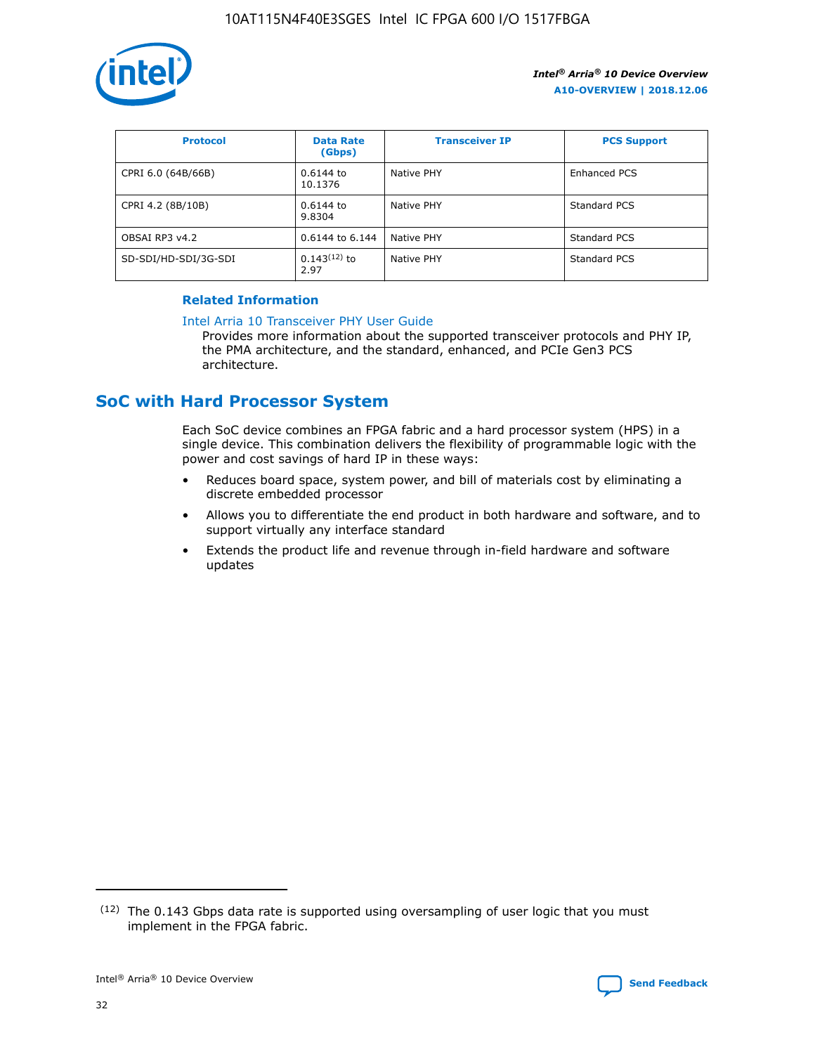| Protocol | Data Rate (Gbps) | Transceiver IP | PCS Support |
| --- | --- | --- | --- |
| CPRI 6.0 (64B/66B) | 0.6144 to 10.1376 | Native PHY | Enhanced PCS |
| CPRI 4.2 (8B/10B) | 0.6144 to 9.8304 | Native PHY | Standard PCS |
| OBSAI RP3 v4.2 | 0.6144 to 6.144 | Native PHY | Standard PCS |
| SD-SDI/HD-SDI/3G-SDI | 0.143(12) to 2.97 | Native PHY | Standard PCS |

**Related Information**

Intel Arria 10 Transceiver PHY User Guide

Provides more information about the supported transceiver protocols and PHY IP, the PMA architecture, and the standard, enhanced, and PCIe Gen3 PCS architecture.

## SoC with Hard Processor System

Each SoC device combines an FPGA fabric and a hard processor system (HPS) in a single device. This combination delivers the flexibility of programmable logic with the power and cost savings of hard IP in these ways:

- Reduces board space, system power, and bill of materials cost by eliminating a discrete embedded processor
- Allows you to differentiate the end product in both hardware and software, and to support virtually any interface standard
- Extends the product life and revenue through in-field hardware and software updates

(12) The 0.143 Gbps data rate is supported using oversampling of user logic that you must implement in the FPGA fabric.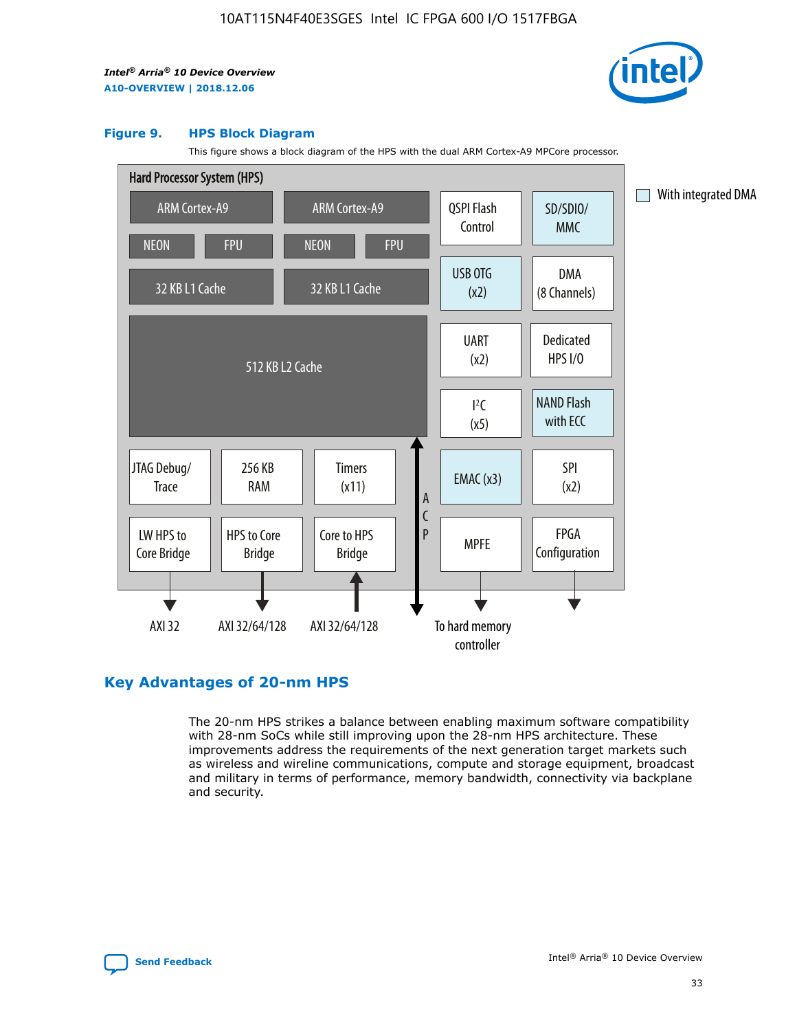### Figure 9. HPS Block Diagram

This figure shows a block diagram of the HPS with the dual ARM Cortex-A9 MPCore processor.

Hard Processor System (HPS)

ARM Cortex-A9 | ARM Cortex-A9
NEON | FPU | NEON | FPU
32 KB L1 Cache | 32 KB L1 Cache
512 KB L2 Cache

QSPI Flash Control | SD/SDIO/MMC
USB OTG (x2) | DMA (8 Channels)
UART (x2) | Dedicated HPS I/O
I²C (x5) | NAND Flash with ECC
EMAC (x3) | SPI (x2)
MPFE | FPGA Configuration

JTAG Debug/Trace | 256 KB RAM | Timers (x11)
LW HPS to Core Bridge | HPS to Core Bridge | Core to HPS Bridge

ACP

AXI 32 | AXI 32/64/128 | AXI 32/64/128 | To hard memory controller

With integrated DMA

## Key Advantages of 20-nm HPS

The 20-nm HPS strikes a balance between enabling maximum software compatibility with 28-nm SoCs while still improving upon the 28-nm HPS architecture. These improvements address the requirements of the next generation target markets such as wireless and wireline communications, compute and storage equipment, broadcast and military in terms of performance, memory bandwidth, connectivity via backplane and security.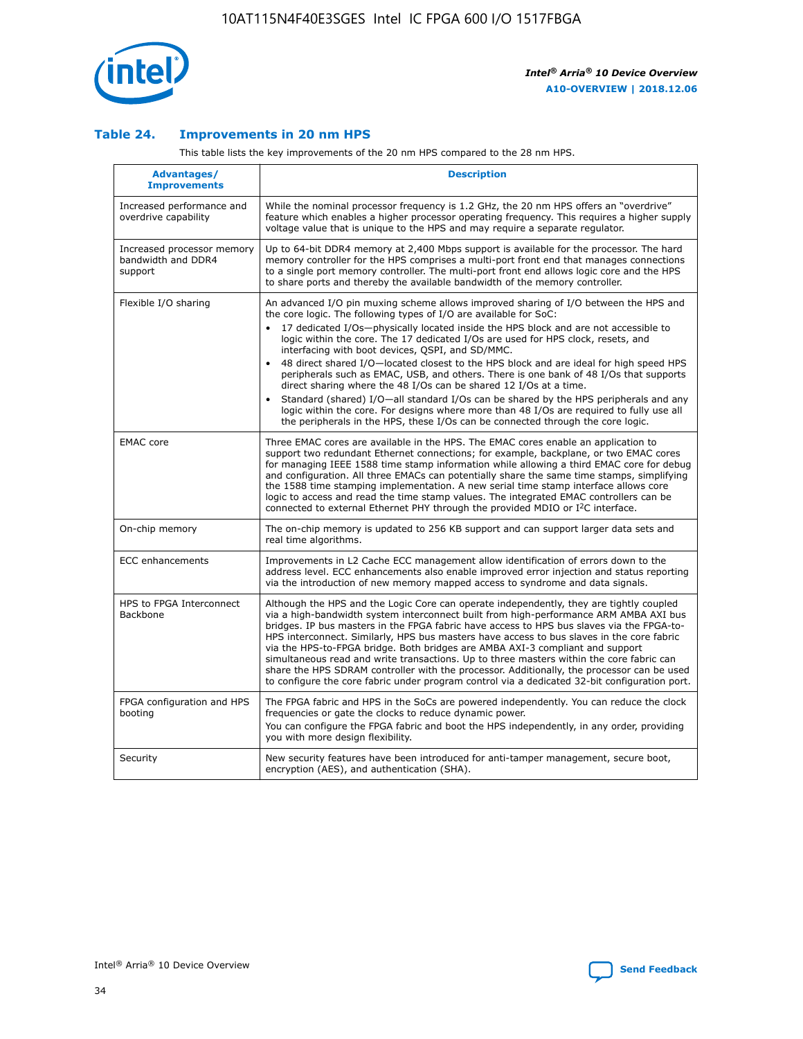## Table 24. Improvements in 20 nm HPS

This table lists the key improvements of the 20 nm HPS compared to the 28 nm HPS.

| Advantages/ Improvements | Description |
|---|---|
| Increased performance and overdrive capability | While the nominal processor frequency is 1.2 GHz, the 20 nm HPS offers an "overdrive" feature which enables a higher processor operating frequency. This requires a higher supply voltage value that is unique to the HPS and may require a separate regulator. |
| Increased processor memory bandwidth and DDR4 support | Up to 64-bit DDR4 memory at 2,400 Mbps support is available for the processor. The hard memory controller for the HPS comprises a multi-port front end that manages connections to a single port memory controller. The multi-port front end allows logic core and the HPS to share ports and thereby the available bandwidth of the memory controller. |
| Flexible I/O sharing | An advanced I/O pin muxing scheme allows improved sharing of I/O between the HPS and the core logic. The following types of I/O are available for SoC:<br>• 17 dedicated I/Os—physically located inside the HPS block and are not accessible to logic within the core. The 17 dedicated I/Os are used for HPS clock, resets, and interfacing with boot devices, QSPI, and SD/MMC.<br>• 48 direct shared I/O—located closest to the HPS block and are ideal for high speed HPS peripherals such as EMAC, USB, and others. There is one bank of 48 I/Os that supports direct sharing where the 48 I/Os can be shared 12 I/Os at a time.<br>• Standard (shared) I/O—all standard I/Os can be shared by the HPS peripherals and any logic within the core. For designs where more than 48 I/Os are required to fully use all the peripherals in the HPS, these I/Os can be connected through the core logic. |
| EMAC core | Three EMAC cores are available in the HPS. The EMAC cores enable an application to support two redundant Ethernet connections; for example, backplane, or two EMAC cores for managing IEEE 1588 time stamp information while allowing a third EMAC core for debug and configuration. All three EMACs can potentially share the same time stamps, simplifying the 1588 time stamping implementation. A new serial time stamp interface allows core logic to access and read the time stamp values. The integrated EMAC controllers can be connected to external Ethernet PHY through the provided MDIO or I²C interface. |
| On-chip memory | The on-chip memory is updated to 256 KB support and can support larger data sets and real time algorithms. |
| ECC enhancements | Improvements in L2 Cache ECC management allow identification of errors down to the address level. ECC enhancements also enable improved error injection and status reporting via the introduction of new memory mapped access to syndrome and data signals. |
| HPS to FPGA Interconnect Backbone | Although the HPS and the Logic Core can operate independently, they are tightly coupled via a high-bandwidth system interconnect built from high-performance ARM AMBA AXI bus bridges. IP bus masters in the FPGA fabric have access to HPS bus slaves via the FPGA-to-HPS interconnect. Similarly, HPS bus masters have access to bus slaves in the core fabric via the HPS-to-FPGA bridge. Both bridges are AMBA AXI-3 compliant and support simultaneous read and write transactions. Up to three masters within the core fabric can share the HPS SDRAM controller with the processor. Additionally, the processor can be used to configure the core fabric under program control via a dedicated 32-bit configuration port. |
| FPGA configuration and HPS booting | The FPGA fabric and HPS in the SoCs are powered independently. You can reduce the clock frequencies or gate the clocks to reduce dynamic power.<br>You can configure the FPGA fabric and boot the HPS independently, in any order, providing you with more design flexibility. |
| Security | New security features have been introduced for anti-tamper management, secure boot, encryption (AES), and authentication (SHA). |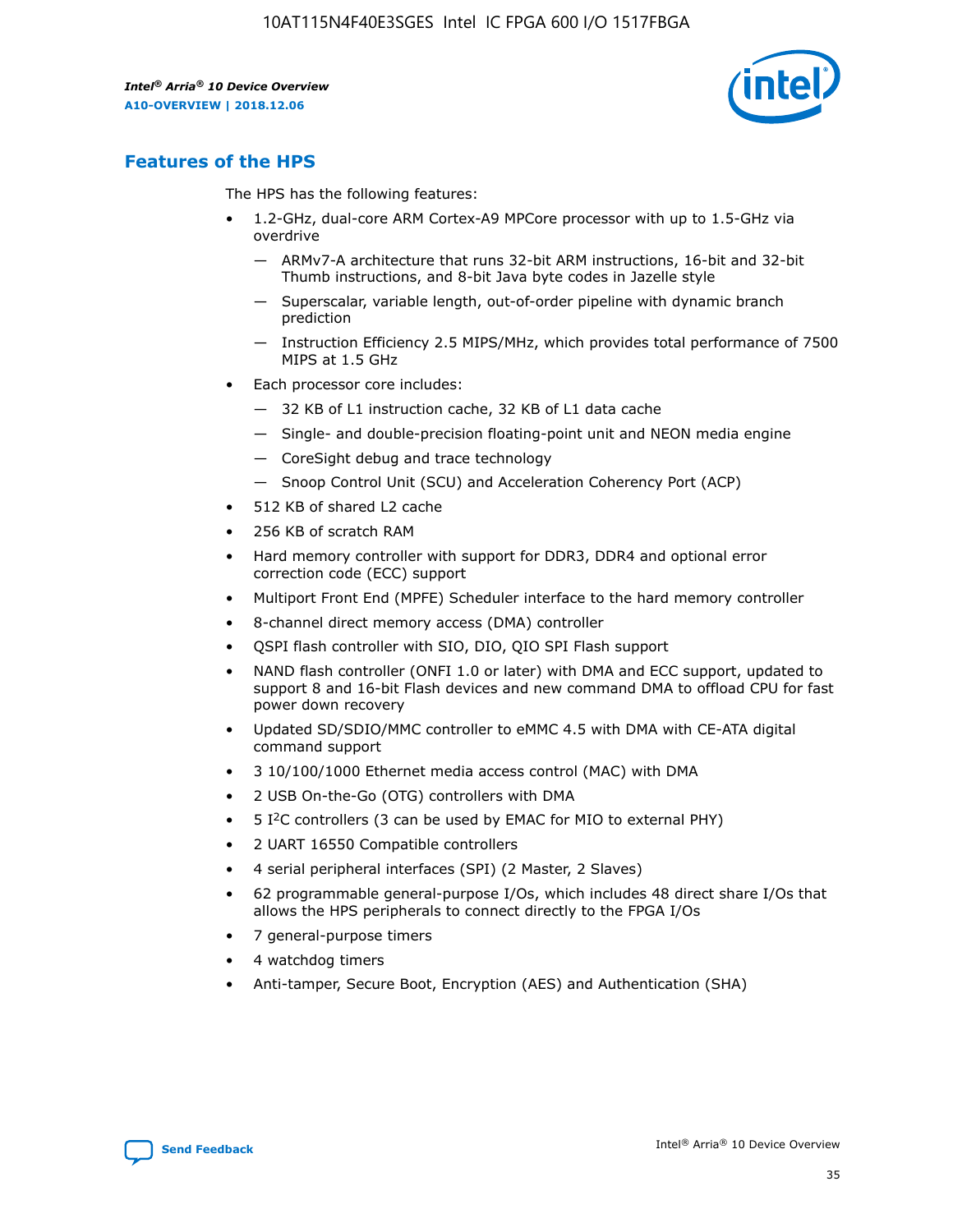## Features of the HPS

The HPS has the following features:

- 1.2-GHz, dual-core ARM Cortex-A9 MPCore processor with up to 1.5-GHz via overdrive
  - — ARMv7-A architecture that runs 32-bit ARM instructions, 16-bit and 32-bit Thumb instructions, and 8-bit Java byte codes in Jazelle style
  - — Superscalar, variable length, out-of-order pipeline with dynamic branch prediction
  - — Instruction Efficiency 2.5 MIPS/MHz, which provides total performance of 7500 MIPS at 1.5 GHz
- Each processor core includes:
  - — 32 KB of L1 instruction cache, 32 KB of L1 data cache
  - — Single- and double-precision floating-point unit and NEON media engine
  - — CoreSight debug and trace technology
  - — Snoop Control Unit (SCU) and Acceleration Coherency Port (ACP)
- 512 KB of shared L2 cache
- 256 KB of scratch RAM
- Hard memory controller with support for DDR3, DDR4 and optional error correction code (ECC) support
- Multiport Front End (MPFE) Scheduler interface to the hard memory controller
- 8-channel direct memory access (DMA) controller
- QSPI flash controller with SIO, DIO, QIO SPI Flash support
- NAND flash controller (ONFI 1.0 or later) with DMA and ECC support, updated to support 8 and 16-bit Flash devices and new command DMA to offload CPU for fast power down recovery
- Updated SD/SDIO/MMC controller to eMMC 4.5 with DMA with CE-ATA digital command support
- 3 10/100/1000 Ethernet media access control (MAC) with DMA
- 2 USB On-the-Go (OTG) controllers with DMA
- 5 I²C controllers (3 can be used by EMAC for MIO to external PHY)
- 2 UART 16550 Compatible controllers
- 4 serial peripheral interfaces (SPI) (2 Master, 2 Slaves)
- 62 programmable general-purpose I/Os, which includes 48 direct share I/Os that allows the HPS peripherals to connect directly to the FPGA I/Os
- 7 general-purpose timers
- 4 watchdog timers
- Anti-tamper, Secure Boot, Encryption (AES) and Authentication (SHA)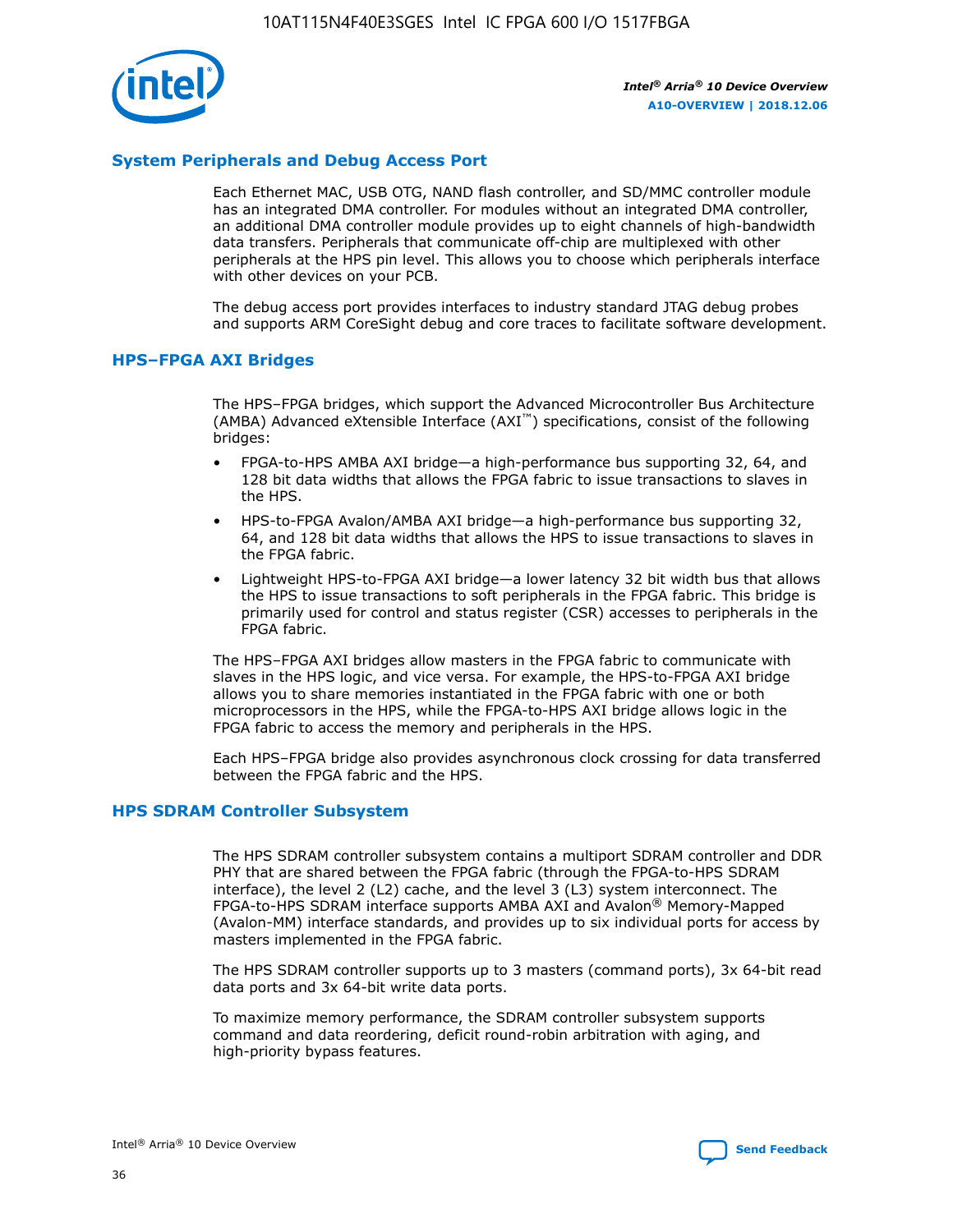## System Peripherals and Debug Access Port

Each Ethernet MAC, USB OTG, NAND flash controller, and SD/MMC controller module has an integrated DMA controller. For modules without an integrated DMA controller, an additional DMA controller module provides up to eight channels of high-bandwidth data transfers. Peripherals that communicate off-chip are multiplexed with other peripherals at the HPS pin level. This allows you to choose which peripherals interface with other devices on your PCB.

The debug access port provides interfaces to industry standard JTAG debug probes and supports ARM CoreSight debug and core traces to facilitate software development.

## HPS–FPGA AXI Bridges

The HPS–FPGA bridges, which support the Advanced Microcontroller Bus Architecture (AMBA) Advanced eXtensible Interface (AXI™) specifications, consist of the following bridges:

- FPGA-to-HPS AMBA AXI bridge—a high-performance bus supporting 32, 64, and 128 bit data widths that allows the FPGA fabric to issue transactions to slaves in the HPS.
- HPS-to-FPGA Avalon/AMBA AXI bridge—a high-performance bus supporting 32, 64, and 128 bit data widths that allows the HPS to issue transactions to slaves in the FPGA fabric.
- Lightweight HPS-to-FPGA AXI bridge—a lower latency 32 bit width bus that allows the HPS to issue transactions to soft peripherals in the FPGA fabric. This bridge is primarily used for control and status register (CSR) accesses to peripherals in the FPGA fabric.

The HPS–FPGA AXI bridges allow masters in the FPGA fabric to communicate with slaves in the HPS logic, and vice versa. For example, the HPS-to-FPGA AXI bridge allows you to share memories instantiated in the FPGA fabric with one or both microprocessors in the HPS, while the FPGA-to-HPS AXI bridge allows logic in the FPGA fabric to access the memory and peripherals in the HPS.

Each HPS–FPGA bridge also provides asynchronous clock crossing for data transferred between the FPGA fabric and the HPS.

## HPS SDRAM Controller Subsystem

The HPS SDRAM controller subsystem contains a multiport SDRAM controller and DDR PHY that are shared between the FPGA fabric (through the FPGA-to-HPS SDRAM interface), the level 2 (L2) cache, and the level 3 (L3) system interconnect. The FPGA-to-HPS SDRAM interface supports AMBA AXI and Avalon® Memory-Mapped (Avalon-MM) interface standards, and provides up to six individual ports for access by masters implemented in the FPGA fabric.

The HPS SDRAM controller supports up to 3 masters (command ports), 3x 64-bit read data ports and 3x 64-bit write data ports.

To maximize memory performance, the SDRAM controller subsystem supports command and data reordering, deficit round-robin arbitration with aging, and high-priority bypass features.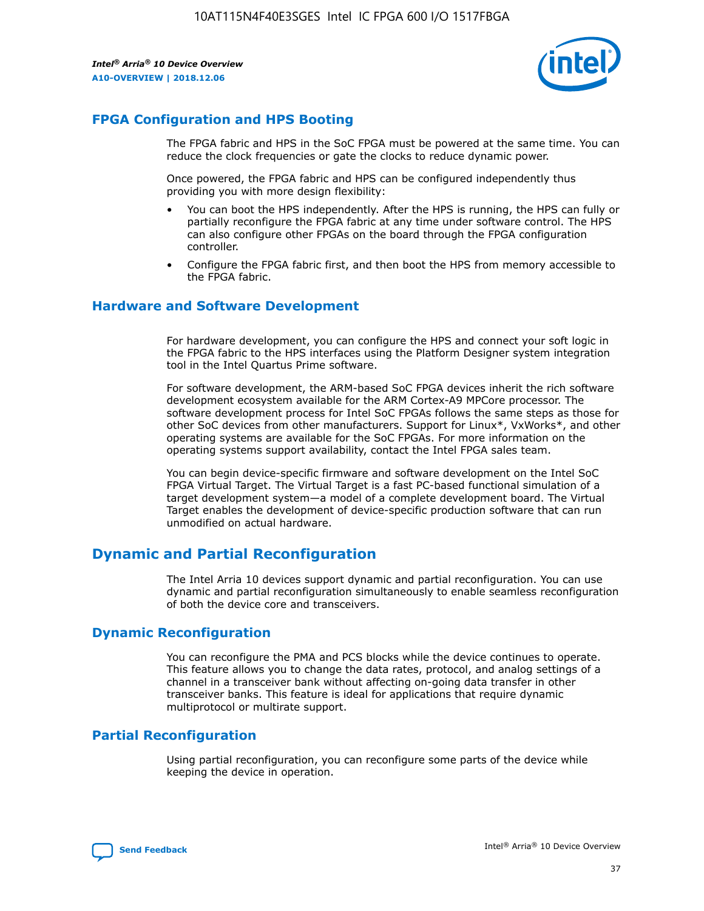## FPGA Configuration and HPS Booting

The FPGA fabric and HPS in the SoC FPGA must be powered at the same time. You can reduce the clock frequencies or gate the clocks to reduce dynamic power.

Once powered, the FPGA fabric and HPS can be configured independently thus providing you with more design flexibility:

- You can boot the HPS independently. After the HPS is running, the HPS can fully or partially reconfigure the FPGA fabric at any time under software control. The HPS can also configure other FPGAs on the board through the FPGA configuration controller.
- Configure the FPGA fabric first, and then boot the HPS from memory accessible to the FPGA fabric.

## Hardware and Software Development

For hardware development, you can configure the HPS and connect your soft logic in the FPGA fabric to the HPS interfaces using the Platform Designer system integration tool in the Intel Quartus Prime software.

For software development, the ARM-based SoC FPGA devices inherit the rich software development ecosystem available for the ARM Cortex-A9 MPCore processor. The software development process for Intel SoC FPGAs follows the same steps as those for other SoC devices from other manufacturers. Support for Linux*, VxWorks*, and other operating systems are available for the SoC FPGAs. For more information on the operating systems support availability, contact the Intel FPGA sales team.

You can begin device-specific firmware and software development on the Intel SoC FPGA Virtual Target. The Virtual Target is a fast PC-based functional simulation of a target development system—a model of a complete development board. The Virtual Target enables the development of device-specific production software that can run unmodified on actual hardware.

# Dynamic and Partial Reconfiguration

The Intel Arria 10 devices support dynamic and partial reconfiguration. You can use dynamic and partial reconfiguration simultaneously to enable seamless reconfiguration of both the device core and transceivers.

## Dynamic Reconfiguration

You can reconfigure the PMA and PCS blocks while the device continues to operate. This feature allows you to change the data rates, protocol, and analog settings of a channel in a transceiver bank without affecting on-going data transfer in other transceiver banks. This feature is ideal for applications that require dynamic multiprotocol or multirate support.

## Partial Reconfiguration

Using partial reconfiguration, you can reconfigure some parts of the device while keeping the device in operation.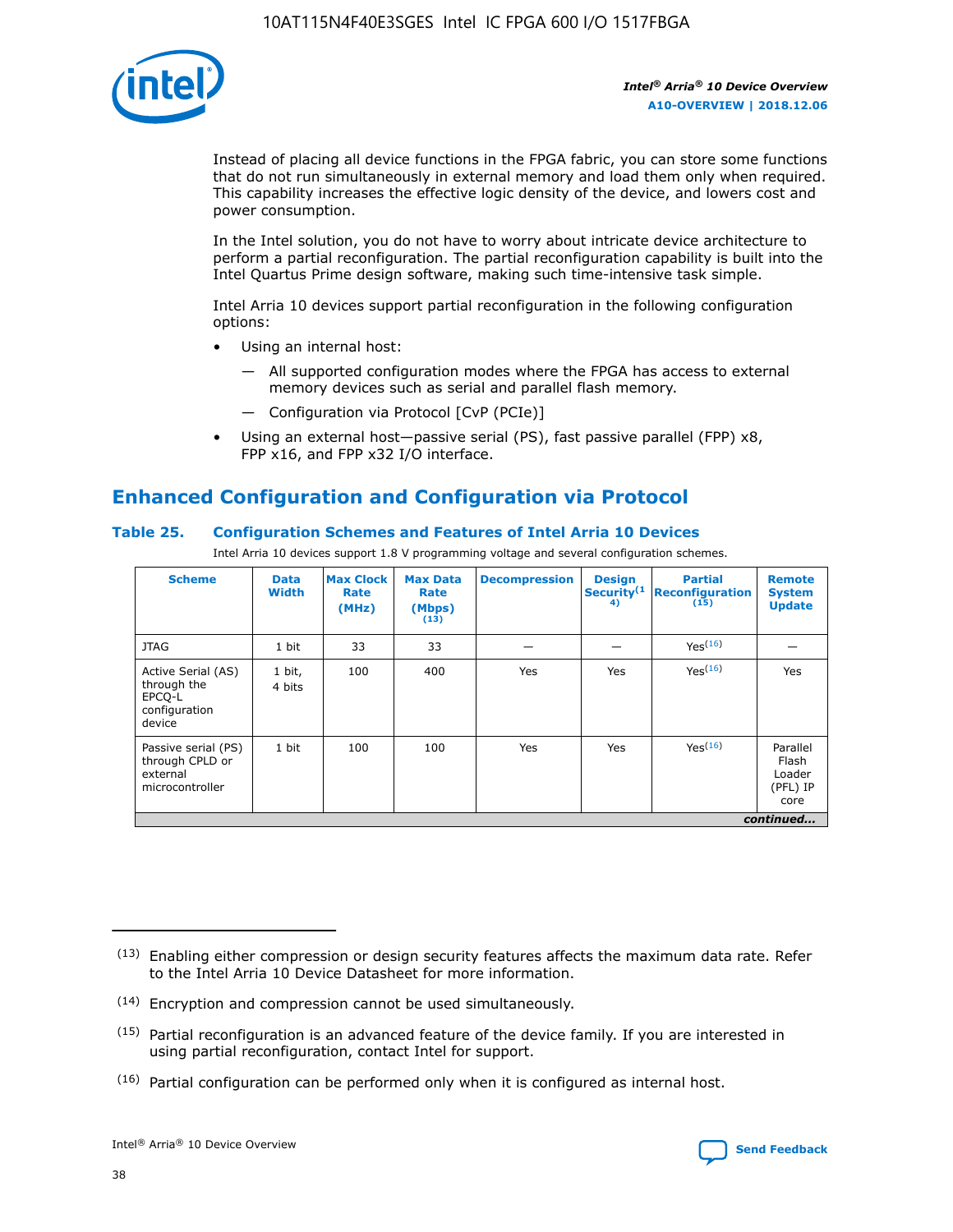Instead of placing all device functions in the FPGA fabric, you can store some functions that do not run simultaneously in external memory and load them only when required. This capability increases the effective logic density of the device, and lowers cost and power consumption.

In the Intel solution, you do not have to worry about intricate device architecture to perform a partial reconfiguration. The partial reconfiguration capability is built into the Intel Quartus Prime design software, making such time-intensive task simple.

Intel Arria 10 devices support partial reconfiguration in the following configuration options:

- Using an internal host:
  - All supported configuration modes where the FPGA has access to external memory devices such as serial and parallel flash memory.
  - Configuration via Protocol [CvP (PCIe)]
- Using an external host—passive serial (PS), fast passive parallel (FPP) x8, FPP x16, and FPP x32 I/O interface.

## Enhanced Configuration and Configuration via Protocol

### Table 25. Configuration Schemes and Features of Intel Arria 10 Devices

Intel Arria 10 devices support 1.8 V programming voltage and several configuration schemes.

| Scheme | Data Width | Max Clock Rate (MHz) | Max Data Rate (Mbps) (13) | Decompression | Design Security(14) | Partial Reconfiguration (15) | Remote System Update |
|---|---|---|---|---|---|---|---|
| JTAG | 1 bit | 33 | 33 | — | — | Yes(16) | — |
| Active Serial (AS) through the EPCQ-L configuration device | 1 bit, 4 bits | 100 | 400 | Yes | Yes | Yes(16) | Yes |
| Passive serial (PS) through CPLD or external microcontroller | 1 bit | 100 | 100 | Yes | Yes | Yes(16) | Parallel Flash Loader (PFL) IP core |

*continued...*

(13) Enabling either compression or design security features affects the maximum data rate. Refer to the Intel Arria 10 Device Datasheet for more information.

(14) Encryption and compression cannot be used simultaneously.

(15) Partial reconfiguration is an advanced feature of the device family. If you are interested in using partial reconfiguration, contact Intel for support.

(16) Partial configuration can be performed only when it is configured as internal host.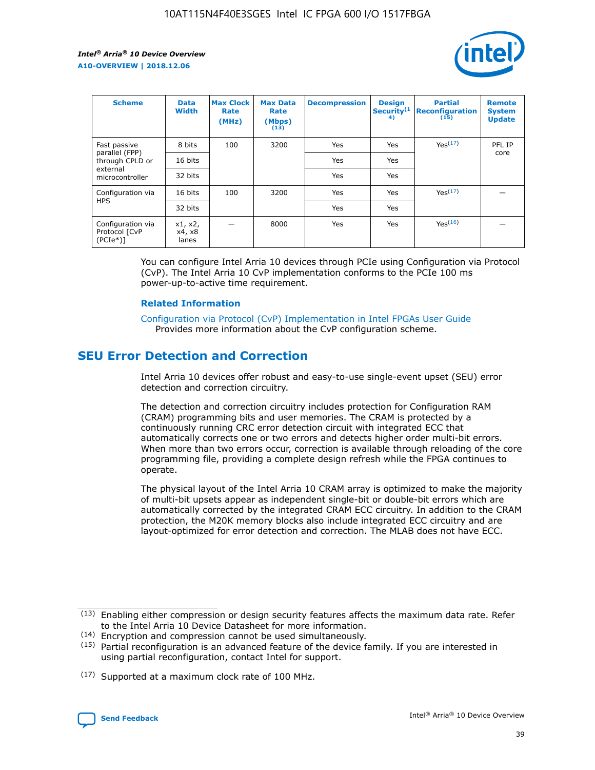| Scheme | Data Width | Max Clock Rate (MHz) | Max Data Rate (Mbps) (13) | Decompression | Design Security(14) | Partial Reconfiguration (15) | Remote System Update |
|---|---|---|---|---|---|---|---|
| Fast passive parallel (FPP) through CPLD or external microcontroller | 8 bits | 100 | 3200 | Yes | Yes | Yes(17) | PFL IP core |
| | 16 bits | | | Yes | Yes | | |
| | 32 bits | | | Yes | Yes | | |
| Configuration via HPS | 16 bits | 100 | 3200 | Yes | Yes | Yes(17) | — |
| | 32 bits | | | Yes | Yes | | |
| Configuration via Protocol [CvP (PCIe*)] | x1, x2, x4, x8 lanes | — | 8000 | Yes | Yes | Yes(16) | — |

You can configure Intel Arria 10 devices through PCIe using Configuration via Protocol (CvP). The Intel Arria 10 CvP implementation conforms to the PCIe 100 ms power-up-to-active time requirement.

### Related Information

Configuration via Protocol (CvP) Implementation in Intel FPGAs User Guide
Provides more information about the CvP configuration scheme.

## SEU Error Detection and Correction

Intel Arria 10 devices offer robust and easy-to-use single-event upset (SEU) error detection and correction circuitry.

The detection and correction circuitry includes protection for Configuration RAM (CRAM) programming bits and user memories. The CRAM is protected by a continuously running CRC error detection circuit with integrated ECC that automatically corrects one or two errors and detects higher order multi-bit errors. When more than two errors occur, correction is available through reloading of the core programming file, providing a complete design refresh while the FPGA continues to operate.

The physical layout of the Intel Arria 10 CRAM array is optimized to make the majority of multi-bit upsets appear as independent single-bit or double-bit errors which are automatically corrected by the integrated CRAM ECC circuitry. In addition to the CRAM protection, the M20K memory blocks also include integrated ECC circuitry and are layout-optimized for error detection and correction. The MLAB does not have ECC.

(13) Enabling either compression or design security features affects the maximum data rate. Refer to the Intel Arria 10 Device Datasheet for more information.

(14) Encryption and compression cannot be used simultaneously.

(15) Partial reconfiguration is an advanced feature of the device family. If you are interested in using partial reconfiguration, contact Intel for support.

(17) Supported at a maximum clock rate of 100 MHz.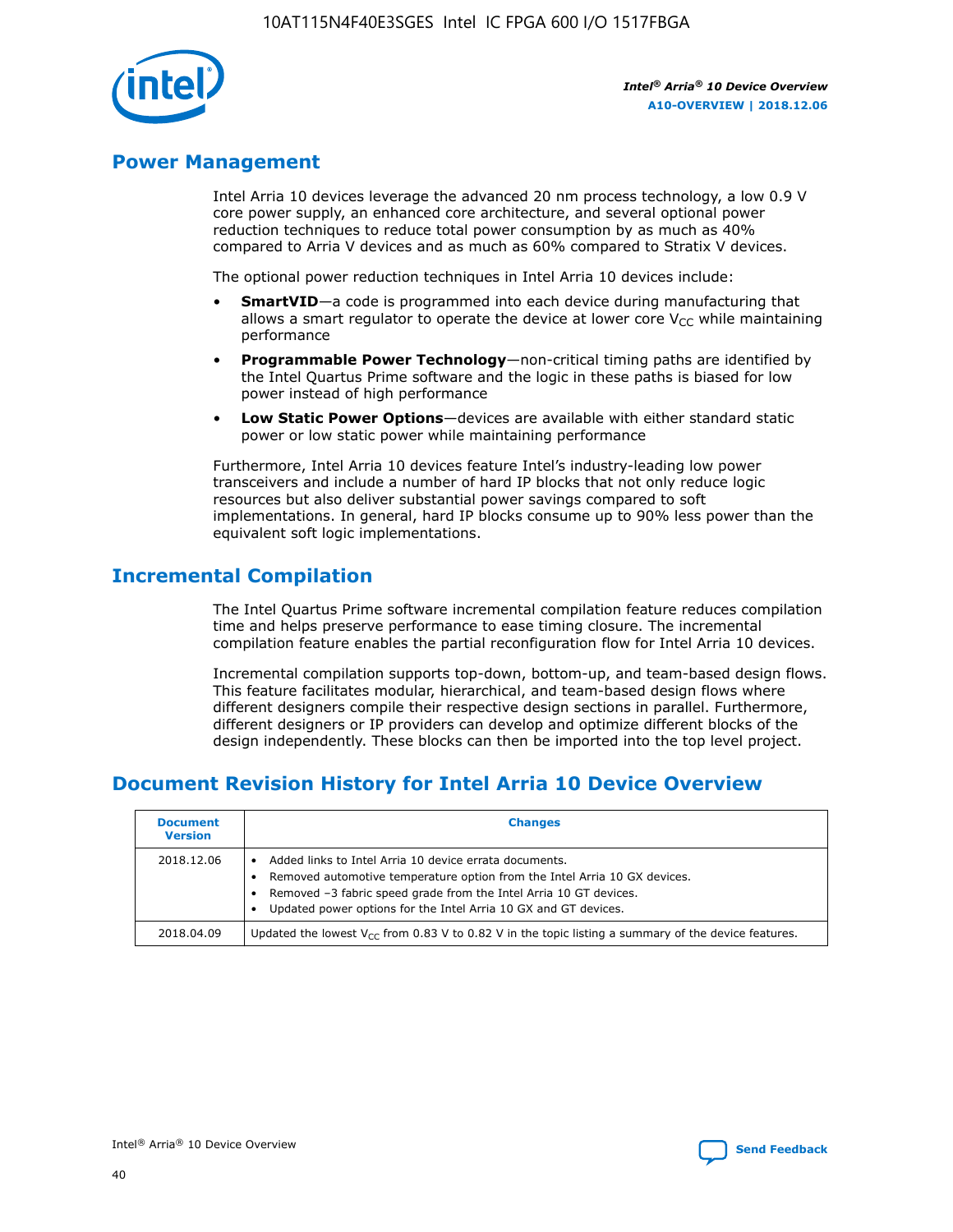## Power Management

Intel Arria 10 devices leverage the advanced 20 nm process technology, a low 0.9 V core power supply, an enhanced core architecture, and several optional power reduction techniques to reduce total power consumption by as much as 40% compared to Arria V devices and as much as 60% compared to Stratix V devices.

The optional power reduction techniques in Intel Arria 10 devices include:

- **SmartVID**—a code is programmed into each device during manufacturing that allows a smart regulator to operate the device at lower core $V_{CC}$ while maintaining performance
- **Programmable Power Technology**—non-critical timing paths are identified by the Intel Quartus Prime software and the logic in these paths is biased for low power instead of high performance
- **Low Static Power Options**—devices are available with either standard static power or low static power while maintaining performance

Furthermore, Intel Arria 10 devices feature Intel's industry-leading low power transceivers and include a number of hard IP blocks that not only reduce logic resources but also deliver substantial power savings compared to soft implementations. In general, hard IP blocks consume up to 90% less power than the equivalent soft logic implementations.

## Incremental Compilation

The Intel Quartus Prime software incremental compilation feature reduces compilation time and helps preserve performance to ease timing closure. The incremental compilation feature enables the partial reconfiguration flow for Intel Arria 10 devices.

Incremental compilation supports top-down, bottom-up, and team-based design flows. This feature facilitates modular, hierarchical, and team-based design flows where different designers compile their respective design sections in parallel. Furthermore, different designers or IP providers can develop and optimize different blocks of the design independently. These blocks can then be imported into the top level project.

## Document Revision History for Intel Arria 10 Device Overview

| Document Version | Changes |
|---|---|
| 2018.12.06 | • Added links to Intel Arria 10 device errata documents. <br> • Removed automotive temperature option from the Intel Arria 10 GX devices. <br> • Removed –3 fabric speed grade from the Intel Arria 10 GT devices. <br> • Updated power options for the Intel Arria 10 GX and GT devices. |
| 2018.04.09 | Updated the lowest $V_{CC}$ from 0.83 V to 0.82 V in the topic listing a summary of the device features. |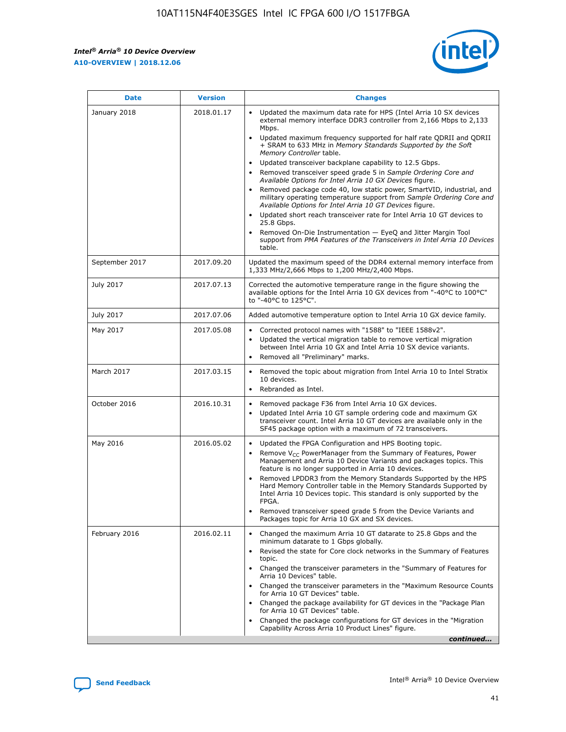| Date | Version | Changes |
| --- | --- | --- |
| January 2018 | 2018.01.17 | • Updated the maximum data rate for HPS (Intel Arria 10 SX devices external memory interface DDR3 controller from 2,166 Mbps to 2,133 Mbps.<br>• Updated maximum frequency supported for half rate QDRII and QDRII + SRAM to 633 MHz in *Memory Standards Supported by the Soft Memory Controller* table.<br>• Updated transceiver backplane capability to 12.5 Gbps.<br>• Removed transceiver speed grade 5 in *Sample Ordering Core and Available Options for Intel Arria 10 GX Devices* figure.<br>• Removed package code 40, low static power, SmartVID, industrial, and military operating temperature support from *Sample Ordering Core and Available Options for Intel Arria 10 GT Devices* figure.<br>• Updated short reach transceiver rate for Intel Arria 10 GT devices to 25.8 Gbps.<br>• Removed On-Die Instrumentation — EyeQ and Jitter Margin Tool support from *PMA Features of the Transceivers in Intel Arria 10 Devices* table. |
| September 2017 | 2017.09.20 | Updated the maximum speed of the DDR4 external memory interface from 1,333 MHz/2,666 Mbps to 1,200 MHz/2,400 Mbps. |
| July 2017 | 2017.07.13 | Corrected the automotive temperature range in the figure showing the available options for the Intel Arria 10 GX devices from "-40°C to 100°C" to "-40°C to 125°C". |
| July 2017 | 2017.07.06 | Added automotive temperature option to Intel Arria 10 GX device family. |
| May 2017 | 2017.05.08 | • Corrected protocol names with "1588" to "IEEE 1588v2".<br>• Updated the vertical migration table to remove vertical migration between Intel Arria 10 GX and Intel Arria 10 SX device variants.<br>• Removed all "Preliminary" marks. |
| March 2017 | 2017.03.15 | • Removed the topic about migration from Intel Arria 10 to Intel Stratix 10 devices.<br>• Rebranded as Intel. |
| October 2016 | 2016.10.31 | • Removed package F36 from Intel Arria 10 GX devices.<br>• Updated Intel Arria 10 GT sample ordering code and maximum GX transceiver count. Intel Arria 10 GT devices are available only in the SF45 package option with a maximum of 72 transceivers. |
| May 2016 | 2016.05.02 | • Updated the FPGA Configuration and HPS Booting topic.<br>• Remove $V_{CC}$ PowerManager from the Summary of Features, Power Management and Arria 10 Device Variants and packages topics. This feature is no longer supported in Arria 10 devices.<br>• Removed LPDDR3 from the Memory Standards Supported by the HPS Hard Memory Controller table in the Memory Standards Supported by Intel Arria 10 Devices topic. This standard is only supported by the FPGA.<br>• Removed transceiver speed grade 5 from the Device Variants and Packages topic for Arria 10 GX and SX devices. |
| February 2016 | 2016.02.11 | • Changed the maximum Arria 10 GT datarate to 25.8 Gbps and the minimum datarate to 1 Gbps globally.<br>• Revised the state for Core clock networks in the Summary of Features topic.<br>• Changed the transceiver parameters in the "Summary of Features for Arria 10 Devices" table.<br>• Changed the transceiver parameters in the "Maximum Resource Counts for Arria 10 GT Devices" table.<br>• Changed the package availability for GT devices in the "Package Plan for Arria 10 GT Devices" table.<br>• Changed the package configurations for GT devices in the "Migration Capability Across Arria 10 Product Lines" figure. |

*continued...*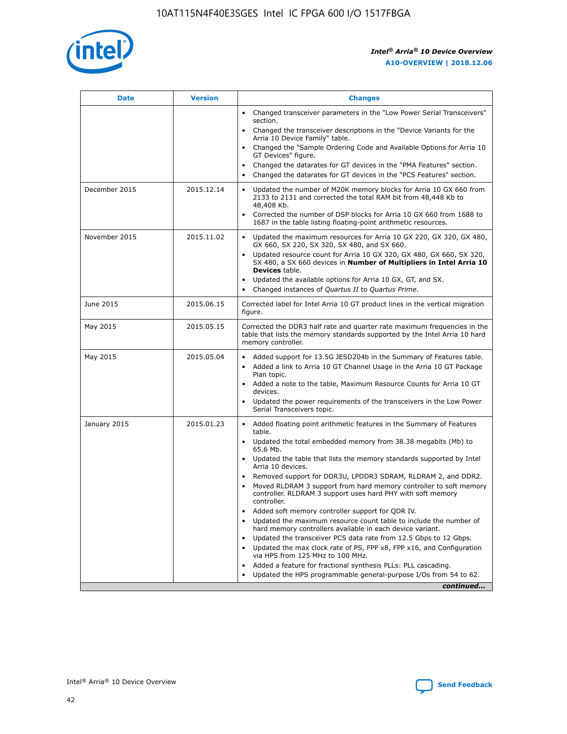| Date | Version | Changes |
| --- | --- | --- |
| | | • Changed transceiver parameters in the "Low Power Serial Transceivers" section.<br>• Changed the transceiver descriptions in the "Device Variants for the Arria 10 Device Family" table.<br>• Changed the "Sample Ordering Code and Available Options for Arria 10 GT Devices" figure.<br>• Changed the datarates for GT devices in the "PMA Features" section.<br>• Changed the datarates for GT devices in the "PCS Features" section. |
| December 2015 | 2015.12.14 | • Updated the number of M20K memory blocks for Arria 10 GX 660 from 2133 to 2131 and corrected the total RAM bit from 48,448 Kb to 48,408 Kb.<br>• Corrected the number of DSP blocks for Arria 10 GX 660 from 1688 to 1687 in the table listing floating-point arithmetic resources. |
| November 2015 | 2015.11.02 | • Updated the maximum resources for Arria 10 GX 220, GX 320, GX 480, GX 660, SX 220, SX 320, SX 480, and SX 660.<br>• Updated resource count for Arria 10 GX 320, GX 480, GX 660, SX 320, SX 480, a SX 660 devices in **Number of Multipliers in Intel Arria 10 Devices** table.<br>• Updated the available options for Arria 10 GX, GT, and SX.<br>• Changed instances of *Quartus II* to *Quartus Prime*. |
| June 2015 | 2015.06.15 | Corrected label for Intel Arria 10 GT product lines in the vertical migration figure. |
| May 2015 | 2015.05.15 | Corrected the DDR3 half rate and quarter rate maximum frequencies in the table that lists the memory standards supported by the Intel Arria 10 hard memory controller. |
| May 2015 | 2015.05.04 | • Added support for 13.5G JESD204b in the Summary of Features table.<br>• Added a link to Arria 10 GT Channel Usage in the Arria 10 GT Package Plan topic.<br>• Added a note to the table, Maximum Resource Counts for Arria 10 GT devices.<br>• Updated the power requirements of the transceivers in the Low Power Serial Transceivers topic. |
| January 2015 | 2015.01.23 | • Added floating point arithmetic features in the Summary of Features table.<br>• Updated the total embedded memory from 38.38 megabits (Mb) to 65.6 Mb.<br>• Updated the table that lists the memory standards supported by Intel Arria 10 devices.<br>• Removed support for DDR3U, LPDDR3 SDRAM, RLDRAM 2, and DDR2.<br>• Moved RLDRAM 3 support from hard memory controller to soft memory controller. RLDRAM 3 support uses hard PHY with soft memory controller.<br>• Added soft memory controller support for QDR IV.<br>• Updated the maximum resource count table to include the number of hard memory controllers available in each device variant.<br>• Updated the transceiver PCS data rate from 12.5 Gbps to 12 Gbps.<br>• Updated the max clock rate of PS, FPP x8, FPP x16, and Configuration via HPS from 125 MHz to 100 MHz.<br>• Added a feature for fractional synthesis PLLs: PLL cascading.<br>• Updated the HPS programmable general-purpose I/Os from 54 to 62. |

*continued...*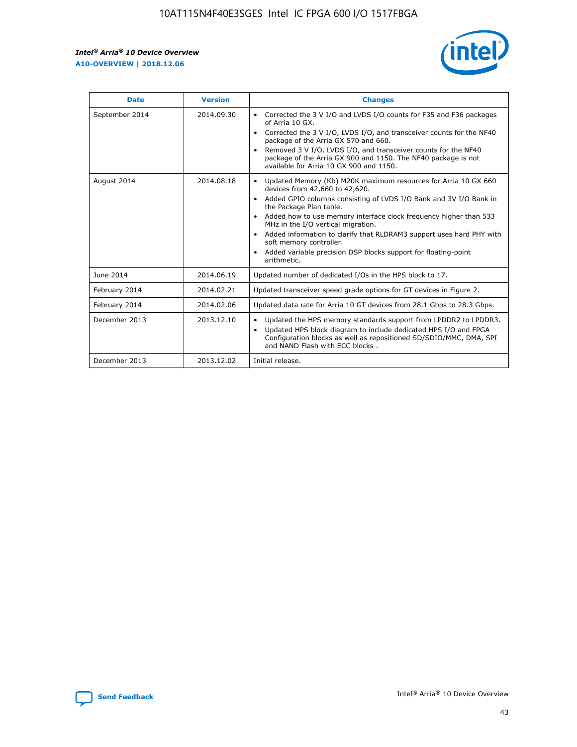| Date | Version | Changes |
| --- | --- | --- |
| September 2014 | 2014.09.30 | • Corrected the 3 V I/O and LVDS I/O counts for F35 and F36 packages of Arria 10 GX.<br>• Corrected the 3 V I/O, LVDS I/O, and transceiver counts for the NF40 package of the Arria GX 570 and 660.<br>• Removed 3 V I/O, LVDS I/O, and transceiver counts for the NF40 package of the Arria GX 900 and 1150. The NF40 package is not available for Arria 10 GX 900 and 1150. |
| August 2014 | 2014.08.18 | • Updated Memory (Kb) M20K maximum resources for Arria 10 GX 660 devices from 42,660 to 42,620.<br>• Added GPIO columns consisting of LVDS I/O Bank and 3V I/O Bank in the Package Plan table.<br>• Added how to use memory interface clock frequency higher than 533 MHz in the I/O vertical migration.<br>• Added information to clarify that RLDRAM3 support uses hard PHY with soft memory controller.<br>• Added variable precision DSP blocks support for floating-point arithmetic. |
| June 2014 | 2014.06.19 | Updated number of dedicated I/Os in the HPS block to 17. |
| February 2014 | 2014.02.21 | Updated transceiver speed grade options for GT devices in Figure 2. |
| February 2014 | 2014.02.06 | Updated data rate for Arria 10 GT devices from 28.1 Gbps to 28.3 Gbps. |
| December 2013 | 2013.12.10 | • Updated the HPS memory standards support from LPDDR2 to LPDDR3.<br>• Updated HPS block diagram to include dedicated HPS I/O and FPGA Configuration blocks as well as repositioned SD/SDIO/MMC, DMA, SPI and NAND Flash with ECC blocks . |
| December 2013 | 2013.12.02 | Initial release. |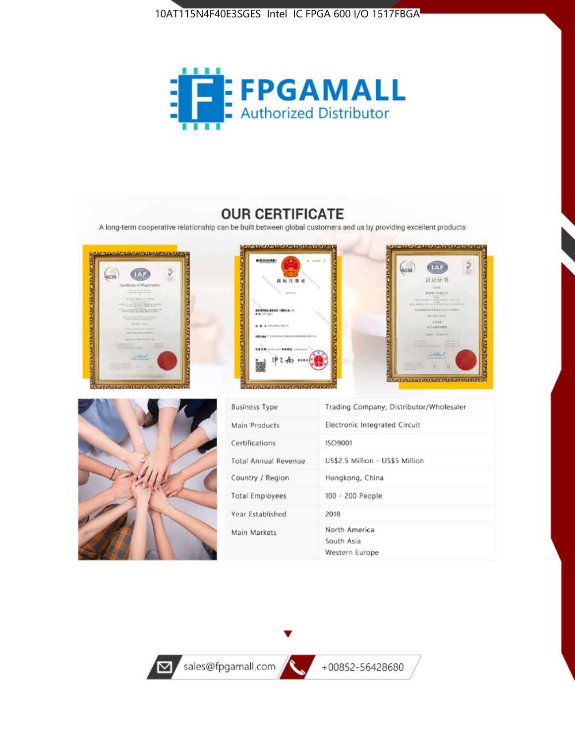10AT115N4F40E3SGES Intel IC FPGA 600 I/O 1517FBGA

FPGAMALL
Authorized Distributor

## OUR CERTIFICATE

A long-term cooperative relationship can be built between global customers and us by providing excellent products

| | |
|---|---|
| Business Type | Trading Company, Distributor/Wholesaler |
| Main Products | Electronic Integrated Circuit |
| Certifications | ISO9001 |
| Total Annual Revenue | US$2.5 Million - US$5 Million |
| Country / Region | Hongkong, China |
| Total Employees | 100 - 200 People |
| Year Established | 2018 |
| Main Markets | North America<br>South Asia<br>Western Europe |

sales@fpgamall.com +00852-56428680